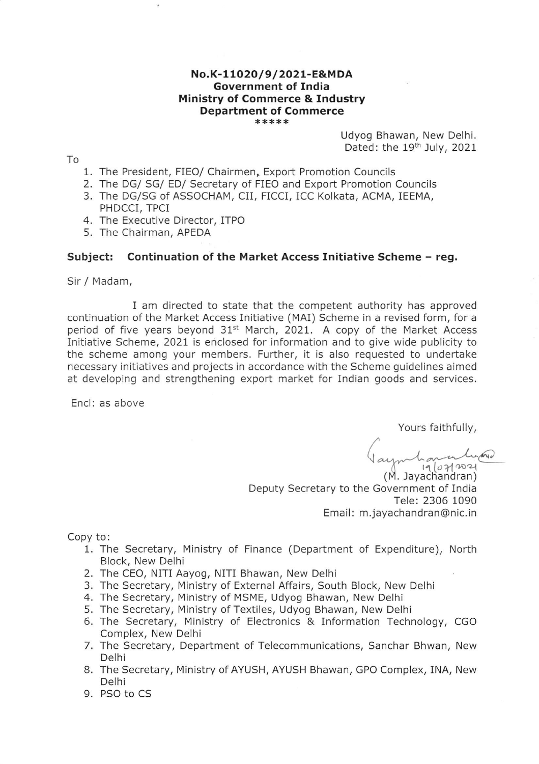**No.K-11020/9/2021-E&MDA**
**Government of India**
**Ministry of Commerce & Industry**
**Department of Commerce**
*****

Udyog Bhawan, New Delhi.
Dated: the 19th July, 2021

To

1. The President, FIEO/ Chairmen, Export Promotion Councils
2. The DG/ SG/ ED/ Secretary of FIEO and Export Promotion Councils
3. The DG/SG of ASSOCHAM, CII, FICCI, ICC Kolkata, ACMA, IEEMA, PHDCCI, TPCI
4. The Executive Director, ITPO
5. The Chairman, APEDA

**Subject: Continuation of the Market Access Initiative Scheme – reg.**

Sir / Madam,

I am directed to state that the competent authority has approved continuation of the Market Access Initiative (MAI) Scheme in a revised form, for a period of five years beyond 31st March, 2021. A copy of the Market Access Initiative Scheme, 2021 is enclosed for information and to give wide publicity to the scheme among your members. Further, it is also requested to undertake necessary initiatives and projects in accordance with the Scheme guidelines aimed at developing and strengthening export market for Indian goods and services.

Encl: as above

Yours faithfully,

19/07/2021
(M. Jayachandran)
Deputy Secretary to the Government of India
Tele: 2306 1090
Email: m.jayachandran@nic.in

Copy to:

1. The Secretary, Ministry of Finance (Department of Expenditure), North Block, New Delhi
2. The CEO, NITI Aayog, NITI Bhawan, New Delhi
3. The Secretary, Ministry of External Affairs, South Block, New Delhi
4. The Secretary, Ministry of MSME, Udyog Bhawan, New Delhi
5. The Secretary, Ministry of Textiles, Udyog Bhawan, New Delhi
6. The Secretary, Ministry of Electronics & Information Technology, CGO Complex, New Delhi
7. The Secretary, Department of Telecommunications, Sanchar Bhwan, New Delhi
8. The Secretary, Ministry of AYUSH, AYUSH Bhawan, GPO Complex, INA, New Delhi
9. PSO to CS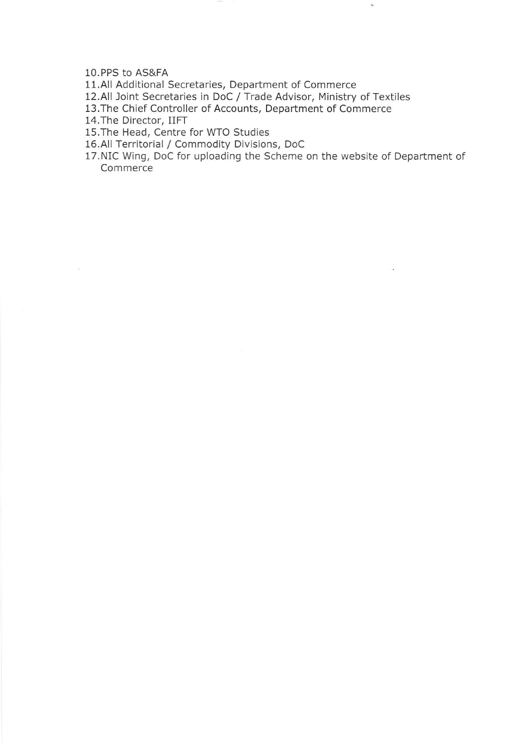10. PPS to AS&FA
11. All Additional Secretaries, Department of Commerce
12. All Joint Secretaries in DoC / Trade Advisor, Ministry of Textiles
13. The Chief Controller of Accounts, Department of Commerce
14. The Director, IIFT
15. The Head, Centre for WTO Studies
16. All Territorial / Commodity Divisions, DoC
17. NIC Wing, DoC for uploading the Scheme on the website of Department of Commerce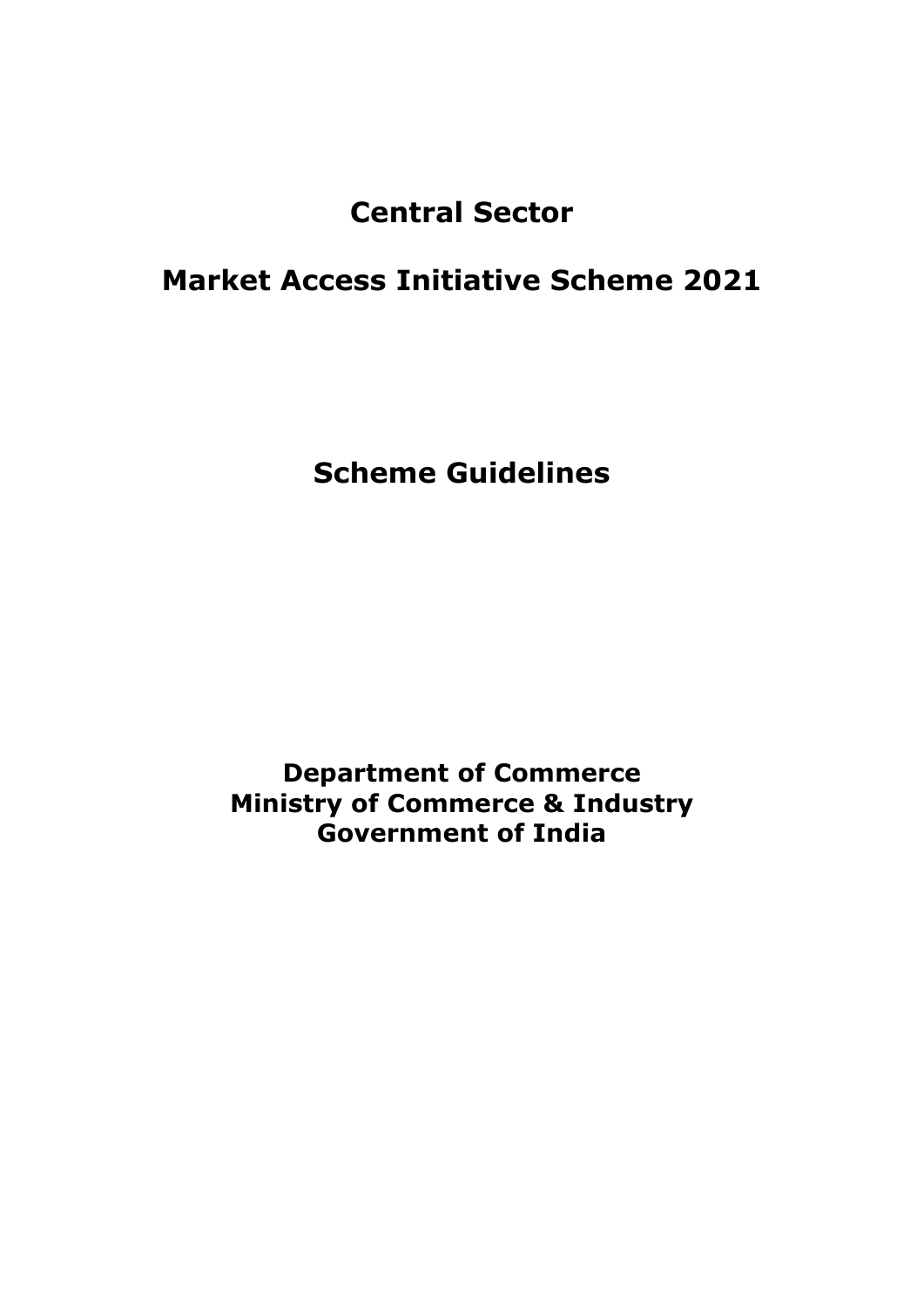# Central Sector

# Market Access Initiative Scheme 2021

# Scheme Guidelines

**Department of Commerce**
**Ministry of Commerce & Industry**
**Government of India**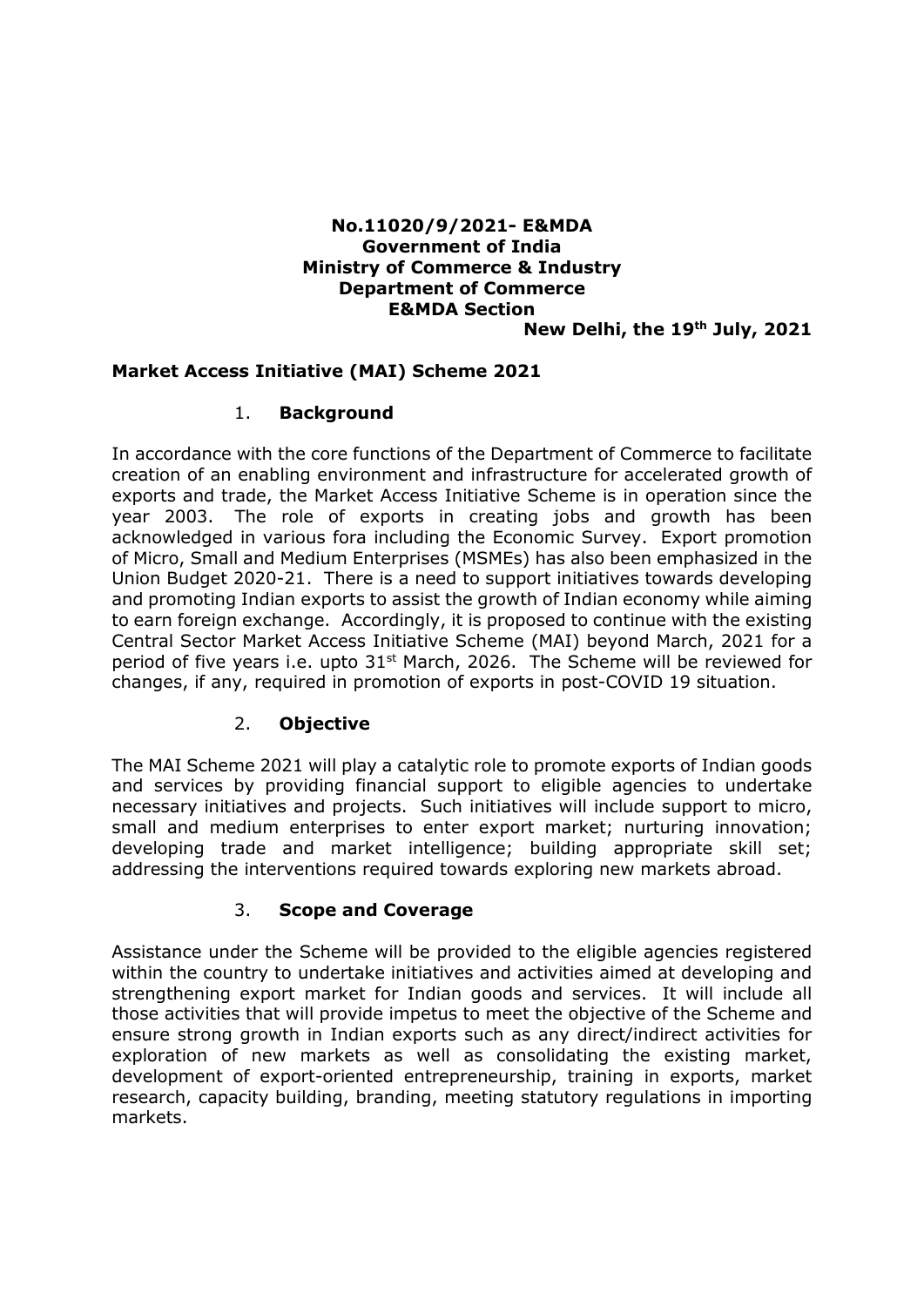**No.11020/9/2021- E&MDA**
**Government of India**
**Ministry of Commerce & Industry**
**Department of Commerce**
**E&MDA Section**

**New Delhi, the 19th July, 2021**

## Market Access Initiative (MAI) Scheme 2021

### 1. Background

In accordance with the core functions of the Department of Commerce to facilitate creation of an enabling environment and infrastructure for accelerated growth of exports and trade, the Market Access Initiative Scheme is in operation since the year 2003. The role of exports in creating jobs and growth has been acknowledged in various fora including the Economic Survey. Export promotion of Micro, Small and Medium Enterprises (MSMEs) has also been emphasized in the Union Budget 2020-21. There is a need to support initiatives towards developing and promoting Indian exports to assist the growth of Indian economy while aiming to earn foreign exchange. Accordingly, it is proposed to continue with the existing Central Sector Market Access Initiative Scheme (MAI) beyond March, 2021 for a period of five years i.e. upto 31st March, 2026. The Scheme will be reviewed for changes, if any, required in promotion of exports in post-COVID 19 situation.

### 2. Objective

The MAI Scheme 2021 will play a catalytic role to promote exports of Indian goods and services by providing financial support to eligible agencies to undertake necessary initiatives and projects. Such initiatives will include support to micro, small and medium enterprises to enter export market; nurturing innovation; developing trade and market intelligence; building appropriate skill set; addressing the interventions required towards exploring new markets abroad.

### 3. Scope and Coverage

Assistance under the Scheme will be provided to the eligible agencies registered within the country to undertake initiatives and activities aimed at developing and strengthening export market for Indian goods and services. It will include all those activities that will provide impetus to meet the objective of the Scheme and ensure strong growth in Indian exports such as any direct/indirect activities for exploration of new markets as well as consolidating the existing market, development of export-oriented entrepreneurship, training in exports, market research, capacity building, branding, meeting statutory regulations in importing markets.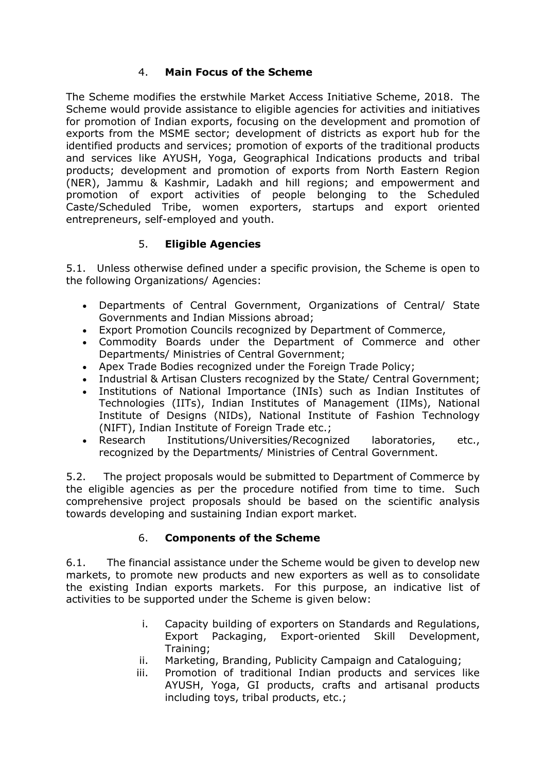## 4. **Main Focus of the Scheme**

The Scheme modifies the erstwhile Market Access Initiative Scheme, 2018. The Scheme would provide assistance to eligible agencies for activities and initiatives for promotion of Indian exports, focusing on the development and promotion of exports from the MSME sector; development of districts as export hub for the identified products and services; promotion of exports of the traditional products and services like AYUSH, Yoga, Geographical Indications products and tribal products; development and promotion of exports from North Eastern Region (NER), Jammu & Kashmir, Ladakh and hill regions; and empowerment and promotion of export activities of people belonging to the Scheduled Caste/Scheduled Tribe, women exporters, startups and export oriented entrepreneurs, self-employed and youth.

## 5. **Eligible Agencies**

5.1. Unless otherwise defined under a specific provision, the Scheme is open to the following Organizations/ Agencies:

- Departments of Central Government, Organizations of Central/ State Governments and Indian Missions abroad;
- Export Promotion Councils recognized by Department of Commerce,
- Commodity Boards under the Department of Commerce and other Departments/ Ministries of Central Government;
- Apex Trade Bodies recognized under the Foreign Trade Policy;
- Industrial & Artisan Clusters recognized by the State/ Central Government;
- Institutions of National Importance (INIs) such as Indian Institutes of Technologies (IITs), Indian Institutes of Management (IIMs), National Institute of Designs (NIDs), National Institute of Fashion Technology (NIFT), Indian Institute of Foreign Trade etc.;
- Research Institutions/Universities/Recognized laboratories, etc., recognized by the Departments/ Ministries of Central Government.

5.2. The project proposals would be submitted to Department of Commerce by the eligible agencies as per the procedure notified from time to time. Such comprehensive project proposals should be based on the scientific analysis towards developing and sustaining Indian export market.

## 6. **Components of the Scheme**

6.1. The financial assistance under the Scheme would be given to develop new markets, to promote new products and new exporters as well as to consolidate the existing Indian exports markets. For this purpose, an indicative list of activities to be supported under the Scheme is given below:

i. Capacity building of exporters on Standards and Regulations, Export Packaging, Export-oriented Skill Development, Training;
ii. Marketing, Branding, Publicity Campaign and Cataloguing;
iii. Promotion of traditional Indian products and services like AYUSH, Yoga, GI products, crafts and artisanal products including toys, tribal products, etc.;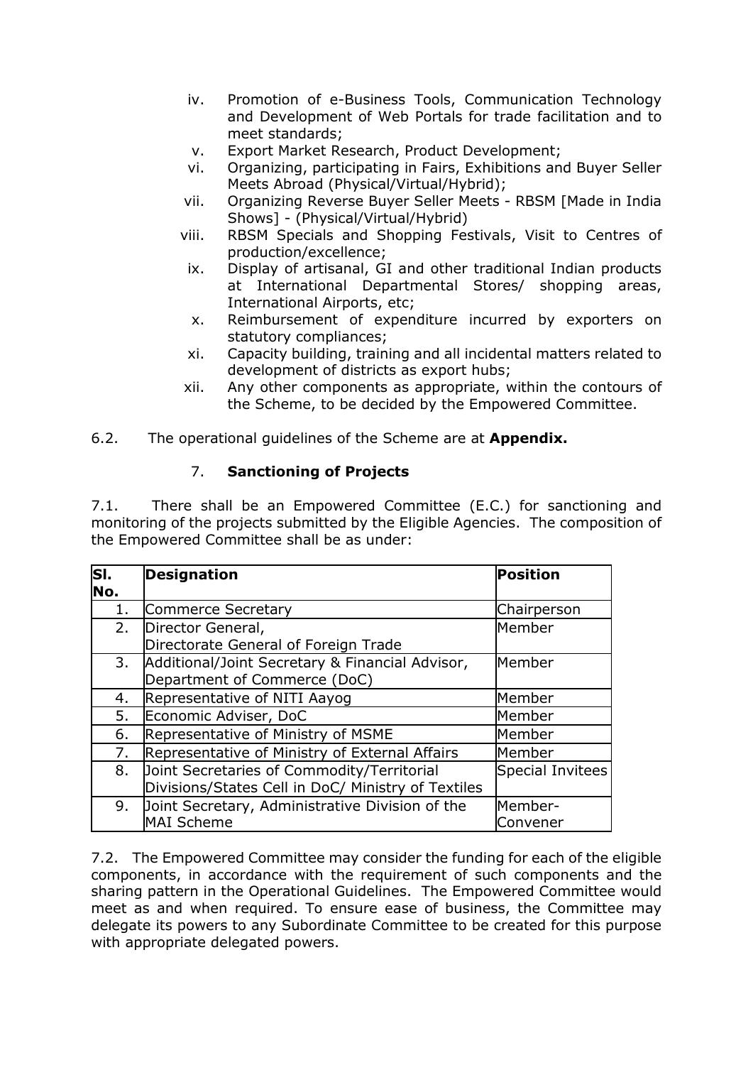iv. Promotion of e-Business Tools, Communication Technology and Development of Web Portals for trade facilitation and to meet standards;
v. Export Market Research, Product Development;
vi. Organizing, participating in Fairs, Exhibitions and Buyer Seller Meets Abroad (Physical/Virtual/Hybrid);
vii. Organizing Reverse Buyer Seller Meets - RBSM [Made in India Shows] - (Physical/Virtual/Hybrid)
viii. RBSM Specials and Shopping Festivals, Visit to Centres of production/excellence;
ix. Display of artisanal, GI and other traditional Indian products at International Departmental Stores/ shopping areas, International Airports, etc;
x. Reimbursement of expenditure incurred by exporters on statutory compliances;
xi. Capacity building, training and all incidental matters related to development of districts as export hubs;
xii. Any other components as appropriate, within the contours of the Scheme, to be decided by the Empowered Committee.

6.2. The operational guidelines of the Scheme are at **Appendix.**

## 7. **Sanctioning of Projects**

7.1. There shall be an Empowered Committee (E.C.) for sanctioning and monitoring of the projects submitted by the Eligible Agencies. The composition of the Empowered Committee shall be as under:

| Sl. No. | Designation | Position |
|---|---|---|
| 1. | Commerce Secretary | Chairperson |
| 2. | Director General, Directorate General of Foreign Trade | Member |
| 3. | Additional/Joint Secretary & Financial Advisor, Department of Commerce (DoC) | Member |
| 4. | Representative of NITI Aayog | Member |
| 5. | Economic Adviser, DoC | Member |
| 6. | Representative of Ministry of MSME | Member |
| 7. | Representative of Ministry of External Affairs | Member |
| 8. | Joint Secretaries of Commodity/Territorial Divisions/States Cell in DoC/ Ministry of Textiles | Special Invitees |
| 9. | Joint Secretary, Administrative Division of the MAI Scheme | Member-Convener |

7.2. The Empowered Committee may consider the funding for each of the eligible components, in accordance with the requirement of such components and the sharing pattern in the Operational Guidelines. The Empowered Committee would meet as and when required. To ensure ease of business, the Committee may delegate its powers to any Subordinate Committee to be created for this purpose with appropriate delegated powers.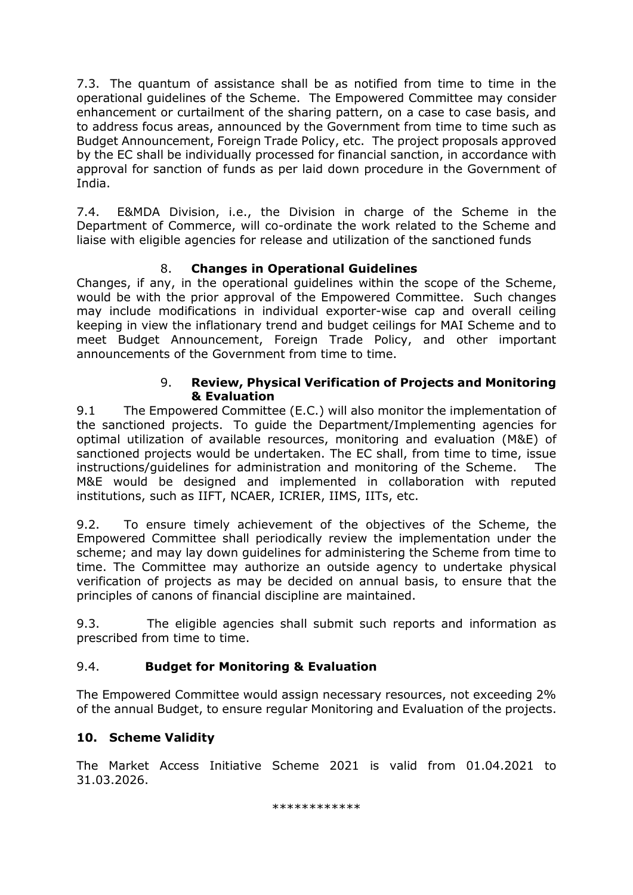7.3. The quantum of assistance shall be as notified from time to time in the operational guidelines of the Scheme. The Empowered Committee may consider enhancement or curtailment of the sharing pattern, on a case to case basis, and to address focus areas, announced by the Government from time to time such as Budget Announcement, Foreign Trade Policy, etc. The project proposals approved by the EC shall be individually processed for financial sanction, in accordance with approval for sanction of funds as per laid down procedure in the Government of India.

7.4. E&MDA Division, i.e., the Division in charge of the Scheme in the Department of Commerce, will co-ordinate the work related to the Scheme and liaise with eligible agencies for release and utilization of the sanctioned funds

## 8. Changes in Operational Guidelines

Changes, if any, in the operational guidelines within the scope of the Scheme, would be with the prior approval of the Empowered Committee. Such changes may include modifications in individual exporter-wise cap and overall ceiling keeping in view the inflationary trend and budget ceilings for MAI Scheme and to meet Budget Announcement, Foreign Trade Policy, and other important announcements of the Government from time to time.

## 9. Review, Physical Verification of Projects and Monitoring & Evaluation

9.1 The Empowered Committee (E.C.) will also monitor the implementation of the sanctioned projects. To guide the Department/Implementing agencies for optimal utilization of available resources, monitoring and evaluation (M&E) of sanctioned projects would be undertaken. The EC shall, from time to time, issue instructions/guidelines for administration and monitoring of the Scheme. The M&E would be designed and implemented in collaboration with reputed institutions, such as IIFT, NCAER, ICRIER, IIMS, IITs, etc.

9.2. To ensure timely achievement of the objectives of the Scheme, the Empowered Committee shall periodically review the implementation under the scheme; and may lay down guidelines for administering the Scheme from time to time. The Committee may authorize an outside agency to undertake physical verification of projects as may be decided on annual basis, to ensure that the principles of canons of financial discipline are maintained.

9.3. The eligible agencies shall submit such reports and information as prescribed from time to time.

### 9.4. Budget for Monitoring & Evaluation

The Empowered Committee would assign necessary resources, not exceeding 2% of the annual Budget, to ensure regular Monitoring and Evaluation of the projects.

## 10. Scheme Validity

The Market Access Initiative Scheme 2021 is valid from 01.04.2021 to 31.03.2026.

************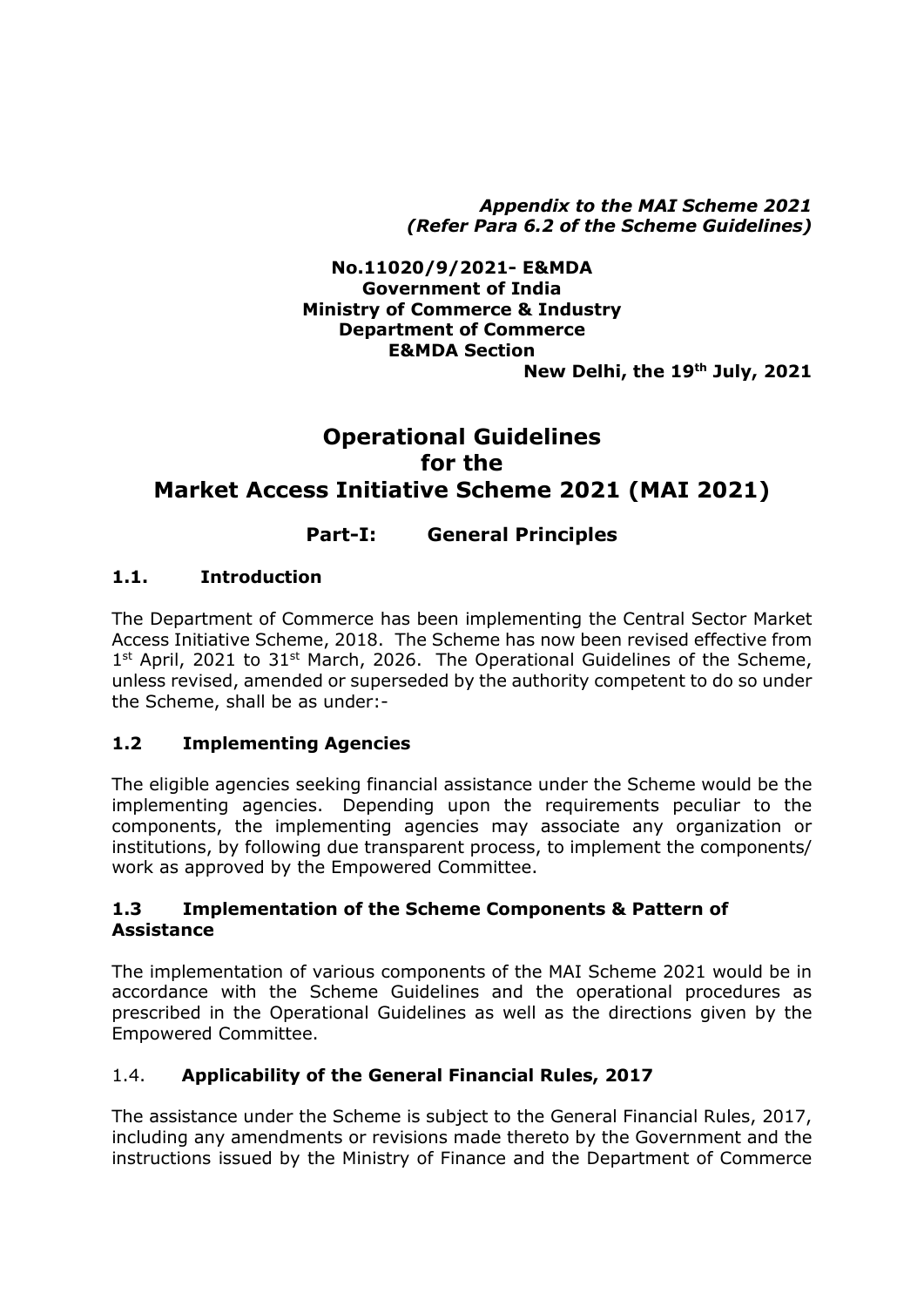*Appendix to the MAI Scheme 2021*
*(Refer Para 6.2 of the Scheme Guidelines)*

**No.11020/9/2021- E&MDA**
**Government of India**
**Ministry of Commerce & Industry**
**Department of Commerce**
**E&MDA Section**
**New Delhi, the 19th July, 2021**

# Operational Guidelines for the Market Access Initiative Scheme 2021 (MAI 2021)

## Part-I: General Principles

### 1.1. Introduction

The Department of Commerce has been implementing the Central Sector Market Access Initiative Scheme, 2018. The Scheme has now been revised effective from 1st April, 2021 to 31st March, 2026. The Operational Guidelines of the Scheme, unless revised, amended or superseded by the authority competent to do so under the Scheme, shall be as under:-

### 1.2 Implementing Agencies

The eligible agencies seeking financial assistance under the Scheme would be the implementing agencies. Depending upon the requirements peculiar to the components, the implementing agencies may associate any organization or institutions, by following due transparent process, to implement the components/ work as approved by the Empowered Committee.

### 1.3 Implementation of the Scheme Components & Pattern of Assistance

The implementation of various components of the MAI Scheme 2021 would be in accordance with the Scheme Guidelines and the operational procedures as prescribed in the Operational Guidelines as well as the directions given by the Empowered Committee.

### 1.4. Applicability of the General Financial Rules, 2017

The assistance under the Scheme is subject to the General Financial Rules, 2017, including any amendments or revisions made thereto by the Government and the instructions issued by the Ministry of Finance and the Department of Commerce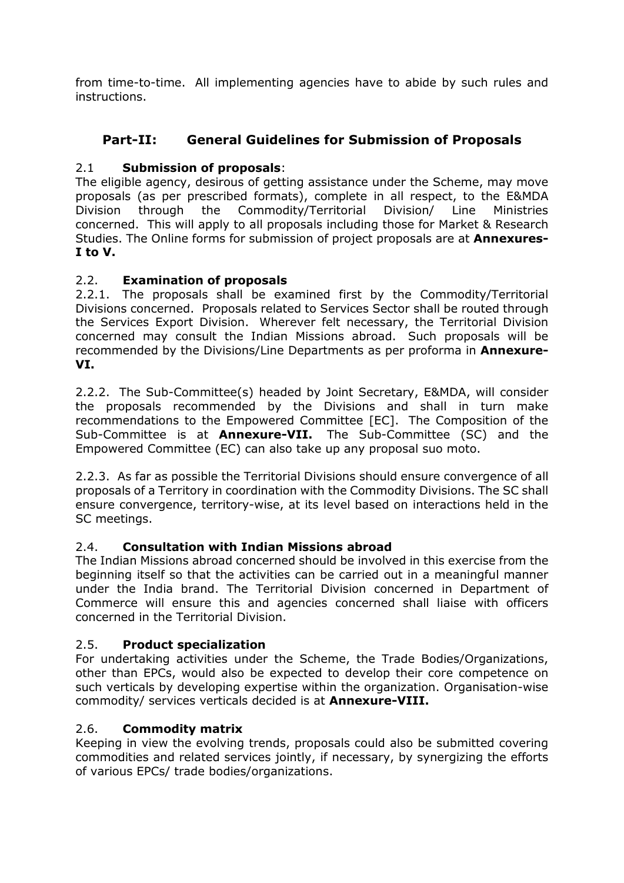from time-to-time. All implementing agencies have to abide by such rules and instructions.

## Part-II: General Guidelines for Submission of Proposals

### 2.1 Submission of proposals:

The eligible agency, desirous of getting assistance under the Scheme, may move proposals (as per prescribed formats), complete in all respect, to the E&MDA Division through the Commodity/Territorial Division/ Line Ministries concerned. This will apply to all proposals including those for Market & Research Studies. The Online forms for submission of project proposals are at **Annexures-I to V.**

### 2.2. Examination of proposals

2.2.1. The proposals shall be examined first by the Commodity/Territorial Divisions concerned. Proposals related to Services Sector shall be routed through the Services Export Division. Wherever felt necessary, the Territorial Division concerned may consult the Indian Missions abroad. Such proposals will be recommended by the Divisions/Line Departments as per proforma in **Annexure-VI.**

2.2.2. The Sub-Committee(s) headed by Joint Secretary, E&MDA, will consider the proposals recommended by the Divisions and shall in turn make recommendations to the Empowered Committee [EC]. The Composition of the Sub-Committee is at **Annexure-VII.** The Sub-Committee (SC) and the Empowered Committee (EC) can also take up any proposal suo moto.

2.2.3. As far as possible the Territorial Divisions should ensure convergence of all proposals of a Territory in coordination with the Commodity Divisions. The SC shall ensure convergence, territory-wise, at its level based on interactions held in the SC meetings.

### 2.4. Consultation with Indian Missions abroad

The Indian Missions abroad concerned should be involved in this exercise from the beginning itself so that the activities can be carried out in a meaningful manner under the India brand. The Territorial Division concerned in Department of Commerce will ensure this and agencies concerned shall liaise with officers concerned in the Territorial Division.

### 2.5. Product specialization

For undertaking activities under the Scheme, the Trade Bodies/Organizations, other than EPCs, would also be expected to develop their core competence on such verticals by developing expertise within the organization. Organisation-wise commodity/ services verticals decided is at **Annexure-VIII.**

### 2.6. Commodity matrix

Keeping in view the evolving trends, proposals could also be submitted covering commodities and related services jointly, if necessary, by synergizing the efforts of various EPCs/ trade bodies/organizations.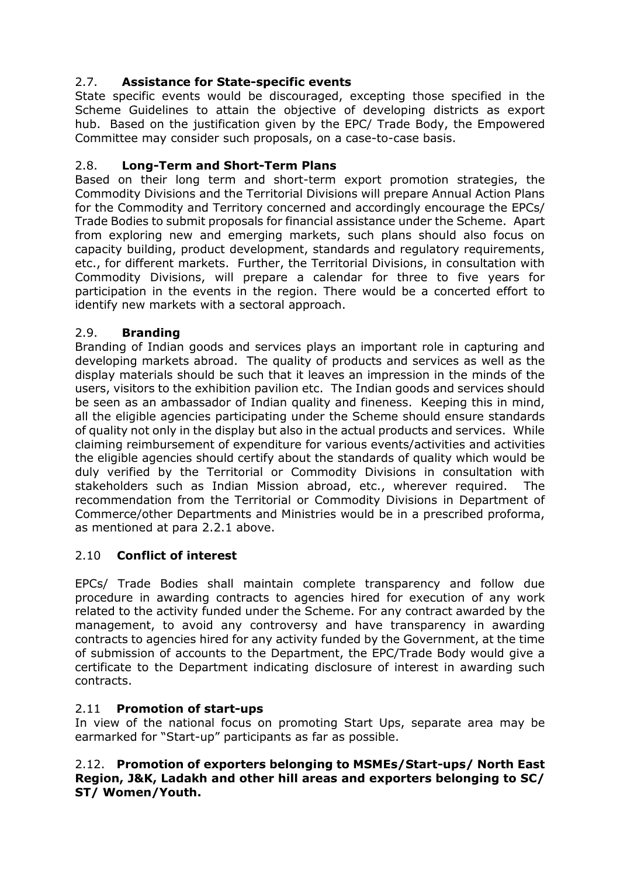### 2.7. **Assistance for State-specific events**

State specific events would be discouraged, excepting those specified in the Scheme Guidelines to attain the objective of developing districts as export hub. Based on the justification given by the EPC/ Trade Body, the Empowered Committee may consider such proposals, on a case-to-case basis.

### 2.8. **Long-Term and Short-Term Plans**

Based on their long term and short-term export promotion strategies, the Commodity Divisions and the Territorial Divisions will prepare Annual Action Plans for the Commodity and Territory concerned and accordingly encourage the EPCs/ Trade Bodies to submit proposals for financial assistance under the Scheme. Apart from exploring new and emerging markets, such plans should also focus on capacity building, product development, standards and regulatory requirements, etc., for different markets. Further, the Territorial Divisions, in consultation with Commodity Divisions, will prepare a calendar for three to five years for participation in the events in the region. There would be a concerted effort to identify new markets with a sectoral approach.

### 2.9. **Branding**

Branding of Indian goods and services plays an important role in capturing and developing markets abroad. The quality of products and services as well as the display materials should be such that it leaves an impression in the minds of the users, visitors to the exhibition pavilion etc. The Indian goods and services should be seen as an ambassador of Indian quality and fineness. Keeping this in mind, all the eligible agencies participating under the Scheme should ensure standards of quality not only in the display but also in the actual products and services. While claiming reimbursement of expenditure for various events/activities and activities the eligible agencies should certify about the standards of quality which would be duly verified by the Territorial or Commodity Divisions in consultation with stakeholders such as Indian Mission abroad, etc., wherever required. The recommendation from the Territorial or Commodity Divisions in Department of Commerce/other Departments and Ministries would be in a prescribed proforma, as mentioned at para 2.2.1 above.

### 2.10 **Conflict of interest**

EPCs/ Trade Bodies shall maintain complete transparency and follow due procedure in awarding contracts to agencies hired for execution of any work related to the activity funded under the Scheme. For any contract awarded by the management, to avoid any controversy and have transparency in awarding contracts to agencies hired for any activity funded by the Government, at the time of submission of accounts to the Department, the EPC/Trade Body would give a certificate to the Department indicating disclosure of interest in awarding such contracts.

### 2.11 **Promotion of start-ups**

In view of the national focus on promoting Start Ups, separate area may be earmarked for "Start-up" participants as far as possible.

### 2.12. **Promotion of exporters belonging to MSMEs/Start-ups/ North East Region, J&K, Ladakh and other hill areas and exporters belonging to SC/ ST/ Women/Youth.**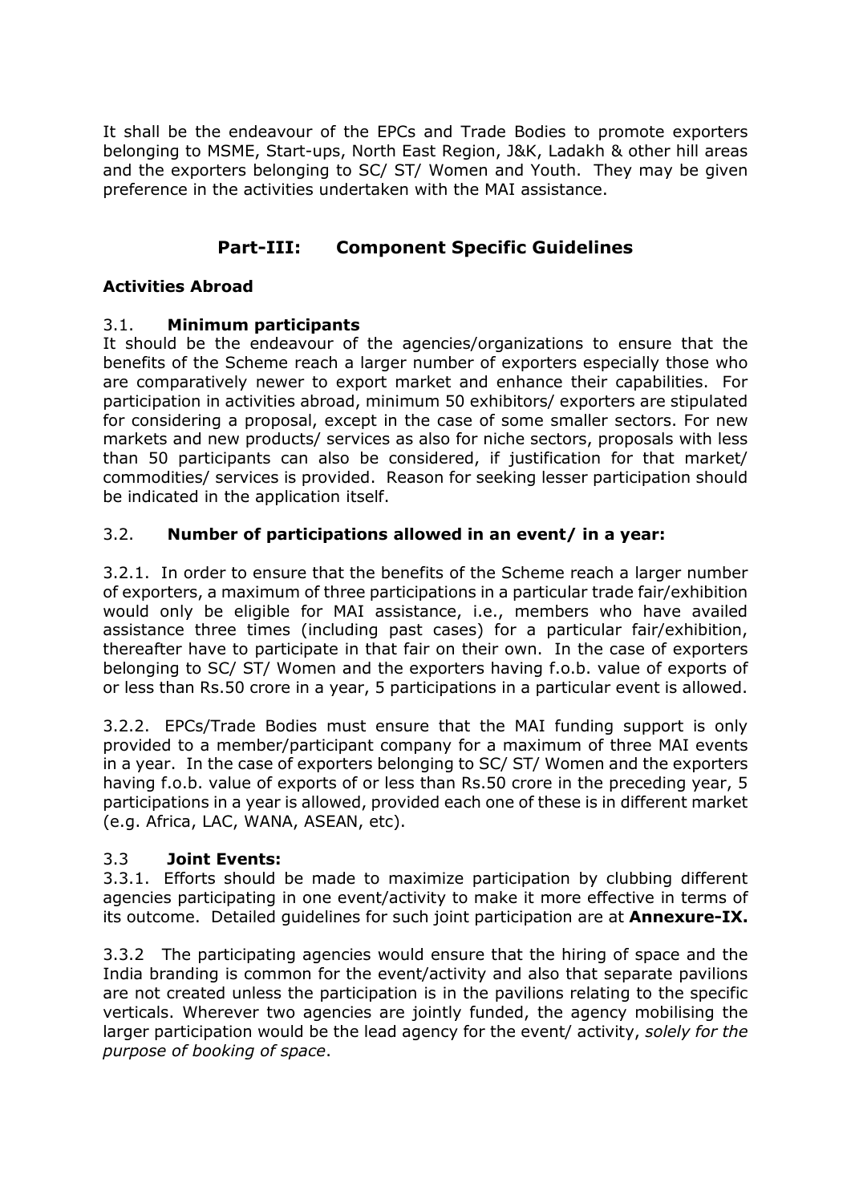It shall be the endeavour of the EPCs and Trade Bodies to promote exporters belonging to MSME, Start-ups, North East Region, J&K, Ladakh & other hill areas and the exporters belonging to SC/ ST/ Women and Youth. They may be given preference in the activities undertaken with the MAI assistance.

## Part-III: Component Specific Guidelines

### Activities Abroad

**3.1. Minimum participants**

It should be the endeavour of the agencies/organizations to ensure that the benefits of the Scheme reach a larger number of exporters especially those who are comparatively newer to export market and enhance their capabilities. For participation in activities abroad, minimum 50 exhibitors/ exporters are stipulated for considering a proposal, except in the case of some smaller sectors. For new markets and new products/ services as also for niche sectors, proposals with less than 50 participants can also be considered, if justification for that market/ commodities/ services is provided. Reason for seeking lesser participation should be indicated in the application itself.

**3.2. Number of participations allowed in an event/ in a year:**

3.2.1. In order to ensure that the benefits of the Scheme reach a larger number of exporters, a maximum of three participations in a particular trade fair/exhibition would only be eligible for MAI assistance, i.e., members who have availed assistance three times (including past cases) for a particular fair/exhibition, thereafter have to participate in that fair on their own. In the case of exporters belonging to SC/ ST/ Women and the exporters having f.o.b. value of exports of or less than Rs.50 crore in a year, 5 participations in a particular event is allowed.

3.2.2. EPCs/Trade Bodies must ensure that the MAI funding support is only provided to a member/participant company for a maximum of three MAI events in a year. In the case of exporters belonging to SC/ ST/ Women and the exporters having f.o.b. value of exports of or less than Rs.50 crore in the preceding year, 5 participations in a year is allowed, provided each one of these is in different market (e.g. Africa, LAC, WANA, ASEAN, etc).

**3.3 Joint Events:**

3.3.1. Efforts should be made to maximize participation by clubbing different agencies participating in one event/activity to make it more effective in terms of its outcome. Detailed guidelines for such joint participation are at **Annexure-IX.**

3.3.2 The participating agencies would ensure that the hiring of space and the India branding is common for the event/activity and also that separate pavilions are not created unless the participation is in the pavilions relating to the specific verticals. Wherever two agencies are jointly funded, the agency mobilising the larger participation would be the lead agency for the event/ activity, *solely for the purpose of booking of space*.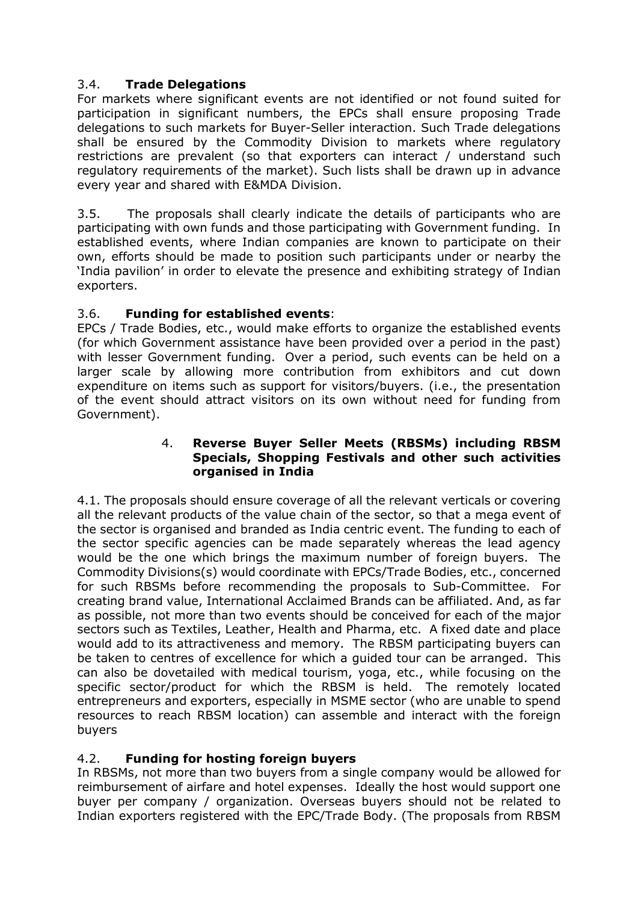### 3.4. **Trade Delegations**

For markets where significant events are not identified or not found suited for participation in significant numbers, the EPCs shall ensure proposing Trade delegations to such markets for Buyer-Seller interaction. Such Trade delegations shall be ensured by the Commodity Division to markets where regulatory restrictions are prevalent (so that exporters can interact / understand such regulatory requirements of the market). Such lists shall be drawn up in advance every year and shared with E&MDA Division.

3.5. The proposals shall clearly indicate the details of participants who are participating with own funds and those participating with Government funding. In established events, where Indian companies are known to participate on their own, efforts should be made to position such participants under or nearby the 'India pavilion' in order to elevate the presence and exhibiting strategy of Indian exporters.

### 3.6. **Funding for established events**:

EPCs / Trade Bodies, etc., would make efforts to organize the established events (for which Government assistance have been provided over a period in the past) with lesser Government funding. Over a period, such events can be held on a larger scale by allowing more contribution from exhibitors and cut down expenditure on items such as support for visitors/buyers. (i.e., the presentation of the event should attract visitors on its own without need for funding from Government).

## 4. **Reverse Buyer Seller Meets (RBSMs) including RBSM Specials, Shopping Festivals and other such activities organised in India**

4.1. The proposals should ensure coverage of all the relevant verticals or covering all the relevant products of the value chain of the sector, so that a mega event of the sector is organised and branded as India centric event. The funding to each of the sector specific agencies can be made separately whereas the lead agency would be the one which brings the maximum number of foreign buyers. The Commodity Divisions(s) would coordinate with EPCs/Trade Bodies, etc., concerned for such RBSMs before recommending the proposals to Sub-Committee. For creating brand value, International Acclaimed Brands can be affiliated. And, as far as possible, not more than two events should be conceived for each of the major sectors such as Textiles, Leather, Health and Pharma, etc. A fixed date and place would add to its attractiveness and memory. The RBSM participating buyers can be taken to centres of excellence for which a guided tour can be arranged. This can also be dovetailed with medical tourism, yoga, etc., while focusing on the specific sector/product for which the RBSM is held. The remotely located entrepreneurs and exporters, especially in MSME sector (who are unable to spend resources to reach RBSM location) can assemble and interact with the foreign buyers

### 4.2. **Funding for hosting foreign buyers**

In RBSMs, not more than two buyers from a single company would be allowed for reimbursement of airfare and hotel expenses. Ideally the host would support one buyer per company / organization. Overseas buyers should not be related to Indian exporters registered with the EPC/Trade Body. (The proposals from RBSM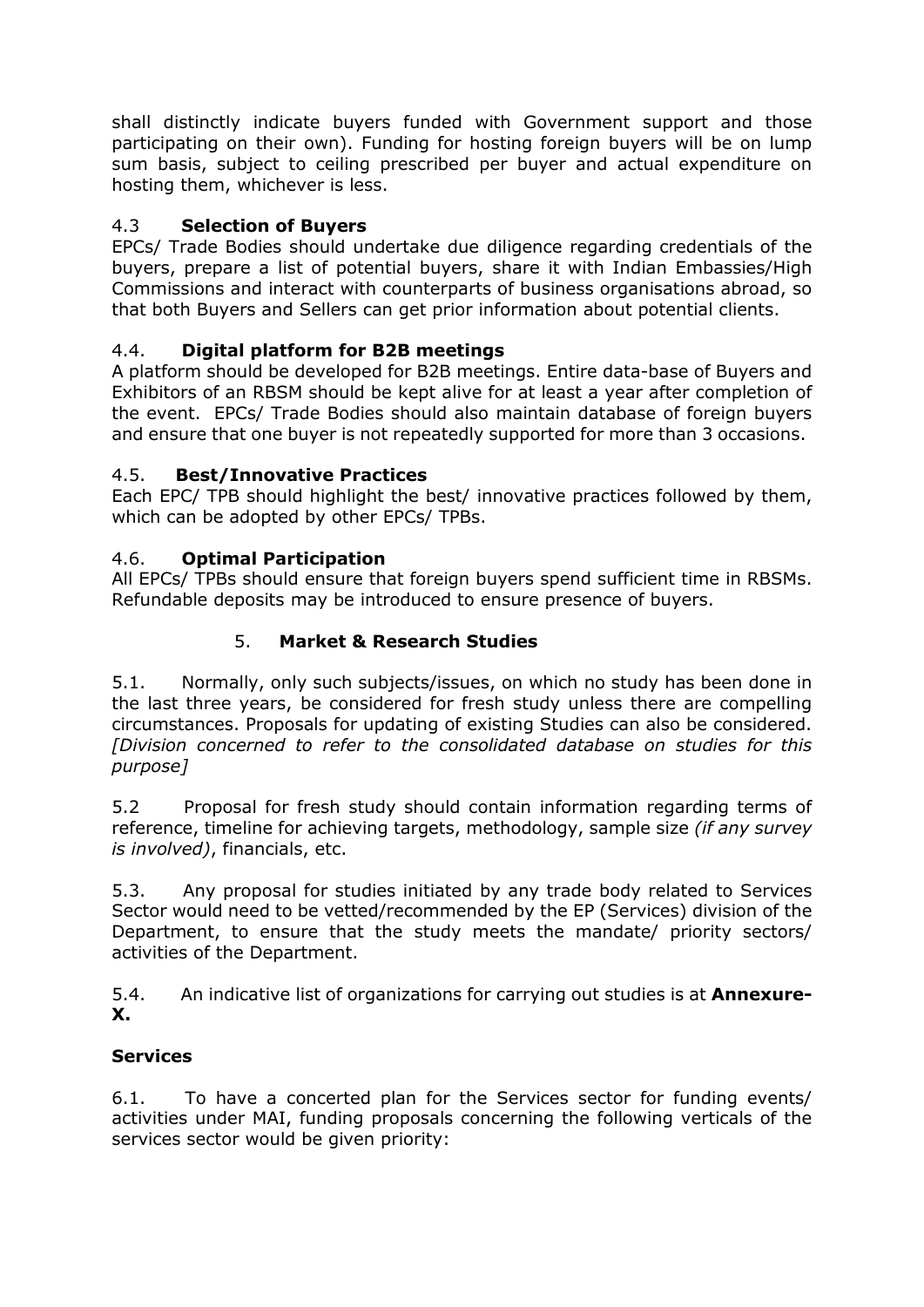shall distinctly indicate buyers funded with Government support and those participating on their own). Funding for hosting foreign buyers will be on lump sum basis, subject to ceiling prescribed per buyer and actual expenditure on hosting them, whichever is less.

### 4.3 **Selection of Buyers**

EPCs/ Trade Bodies should undertake due diligence regarding credentials of the buyers, prepare a list of potential buyers, share it with Indian Embassies/High Commissions and interact with counterparts of business organisations abroad, so that both Buyers and Sellers can get prior information about potential clients.

### 4.4. **Digital platform for B2B meetings**

A platform should be developed for B2B meetings. Entire data-base of Buyers and Exhibitors of an RBSM should be kept alive for at least a year after completion of the event. EPCs/ Trade Bodies should also maintain database of foreign buyers and ensure that one buyer is not repeatedly supported for more than 3 occasions.

### 4.5. **Best/Innovative Practices**

Each EPC/ TPB should highlight the best/ innovative practices followed by them, which can be adopted by other EPCs/ TPBs.

### 4.6. **Optimal Participation**

All EPCs/ TPBs should ensure that foreign buyers spend sufficient time in RBSMs. Refundable deposits may be introduced to ensure presence of buyers.

## 5. **Market & Research Studies**

5.1. Normally, only such subjects/issues, on which no study has been done in the last three years, be considered for fresh study unless there are compelling circumstances. Proposals for updating of existing Studies can also be considered. *[Division concerned to refer to the consolidated database on studies for this purpose]*

5.2 Proposal for fresh study should contain information regarding terms of reference, timeline for achieving targets, methodology, sample size *(if any survey is involved)*, financials, etc.

5.3. Any proposal for studies initiated by any trade body related to Services Sector would need to be vetted/recommended by the EP (Services) division of the Department, to ensure that the study meets the mandate/ priority sectors/ activities of the Department.

5.4. An indicative list of organizations for carrying out studies is at **Annexure-X.**

## **Services**

6.1. To have a concerted plan for the Services sector for funding events/ activities under MAI, funding proposals concerning the following verticals of the services sector would be given priority: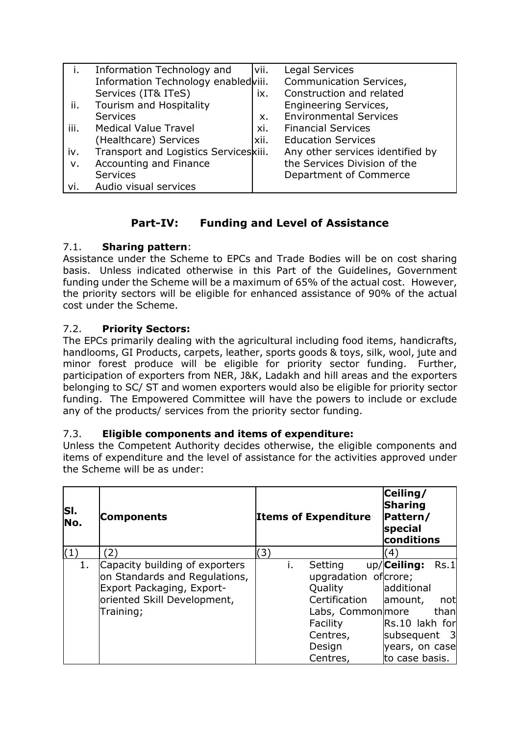| | | | |
|---|---|---|---|
| i. | Information Technology and Information Technology enabled Services (IT& ITeS) | vii. | Legal Services |
| ii. | Tourism and Hospitality Services | viii. | Communication Services, |
| iii. | Medical Value Travel (Healthcare) Services | ix. | Construction and related Engineering Services, |
| iv. | Transport and Logistics Services | x. | Environmental Services |
| v. | Accounting and Finance Services | xi. | Financial Services |
| vi. | Audio visual services | xii. | Education Services |
| | | xiii. | Any other services identified by the Services Division of the Department of Commerce |

## Part-IV: Funding and Level of Assistance

7.1. **Sharing pattern**:
Assistance under the Scheme to EPCs and Trade Bodies will be on cost sharing basis. Unless indicated otherwise in this Part of the Guidelines, Government funding under the Scheme will be a maximum of 65% of the actual cost. However, the priority sectors will be eligible for enhanced assistance of 90% of the actual cost under the Scheme.

7.2. **Priority Sectors:**
The EPCs primarily dealing with the agricultural including food items, handicrafts, handlooms, GI Products, carpets, leather, sports goods & toys, silk, wool, jute and minor forest produce will be eligible for priority sector funding. Further, participation of exporters from NER, J&K, Ladakh and hill areas and the exporters belonging to SC/ ST and women exporters would also be eligible for priority sector funding. The Empowered Committee will have the powers to include or exclude any of the products/ services from the priority sector funding.

7.3. **Eligible components and items of expenditure:**
Unless the Competent Authority decides otherwise, the eligible components and items of expenditure and the level of assistance for the activities approved under the Scheme will be as under:

| Sl. No. | Components | Items of Expenditure | Ceiling/ Sharing Pattern/ special conditions |
|---|---|---|---|
| (1) | (2) | (3) | (4) |
| 1. | Capacity building of exporters on Standards and Regulations, Export Packaging, Export-oriented Skill Development, Training; | i. Setting up/ upgradation of Quality Certification Labs, Common Facility Centres, Design Centres, | **Ceiling:** Rs.1 crore; additional amount, not more than Rs.10 lakh for subsequent 3 years, on case to case basis. |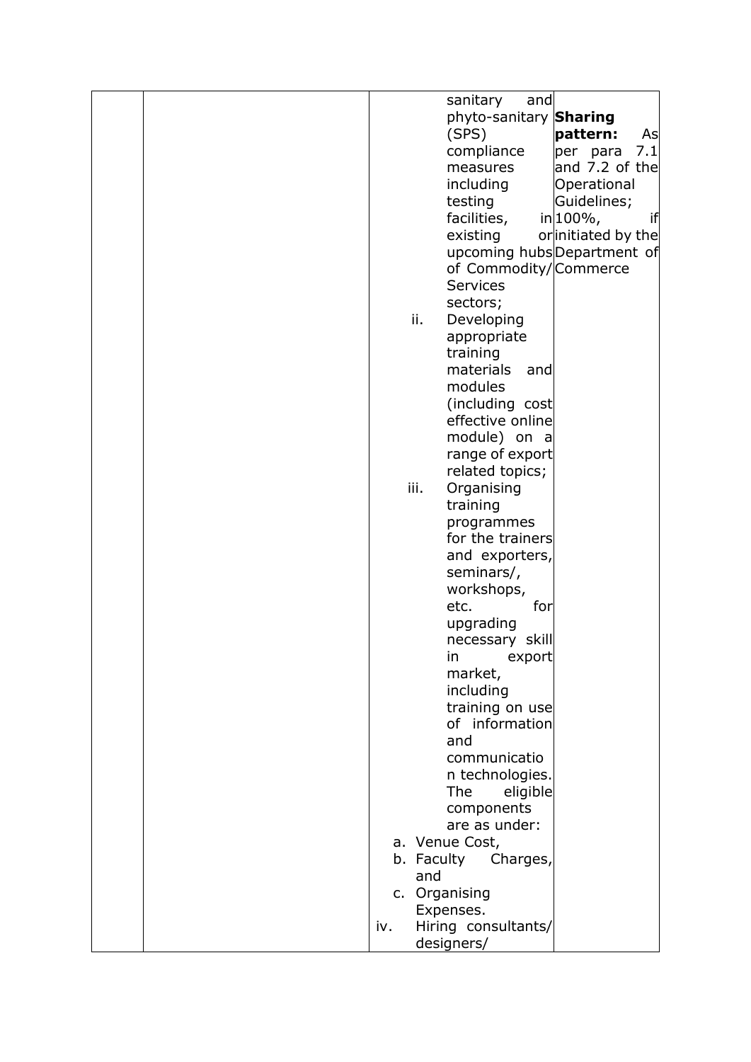|  |  |  |  |
|---|---|---|---|
|  |  | sanitary and phyto-sanitary (SPS) compliance measures including testing facilities, in existing or upcoming hubs of Commodity/ Services sectors;<br>ii. Developing appropriate training materials and modules (including cost effective online module) on a range of export related topics;<br>iii. Organising training programmes for the trainers and exporters, seminars/, workshops, etc. for upgrading necessary skill in export market, including training on use of information and communication technologies. The eligible components are as under:<br>a. Venue Cost,<br>b. Faculty Charges, and<br>c. Organising Expenses.<br>iv. Hiring consultants/ designers/ | **Sharing pattern:** As per para 7.1 and 7.2 of the Operational Guidelines; 100%, if initiated by the Department of Commerce |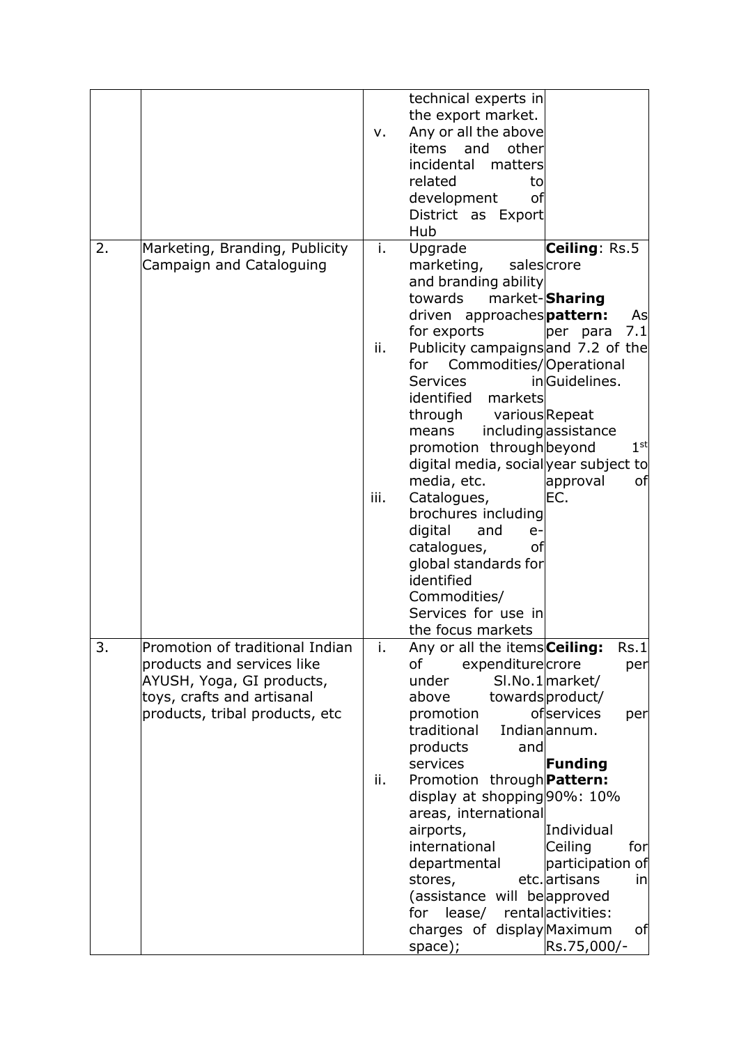| | | | | |
|---|---|---|---|---|
| | | | technical experts in the export market. | |
| | | v. | Any or all the above items and other incidental matters related to development of District as Export Hub | |
| 2. | Marketing, Branding, Publicity Campaign and Cataloguing | i. | Upgrade marketing, sales and branding ability towards market-driven approaches for exports | **Ceiling**: Rs.5 crore<br><br>**Sharing pattern:** As per para 7.1 and 7.2 of the Operational Guidelines.<br><br>Repeat assistance beyond 1[st] year subject to approval of EC. |
| | | ii. | Publicity campaigns for Commodities/ Services in identified markets through various means including promotion through digital media, social media, etc. | |
| | | iii. | Catalogues, brochures including digital and e-catalogues, of global standards for identified Commodities/ Services for use in the focus markets | |
| 3. | Promotion of traditional Indian products and services like AYUSH, Yoga, GI products, toys, crafts and artisanal products, tribal products, etc | i. | Any or all the items of expenditure under Sl.No.1 above towards promotion of traditional Indian products and services | **Ceiling:** Rs.1 crore per market/ product/ services per annum.<br><br>**Funding Pattern:** 90%: 10%<br><br>Individual Ceiling for participation of artisans in approved activities: Maximum of Rs.75,000/- |
| | | ii. | Promotion through display at shopping areas, international airports, international departmental stores, etc. (assistance will be for lease/ rental charges of display space); | |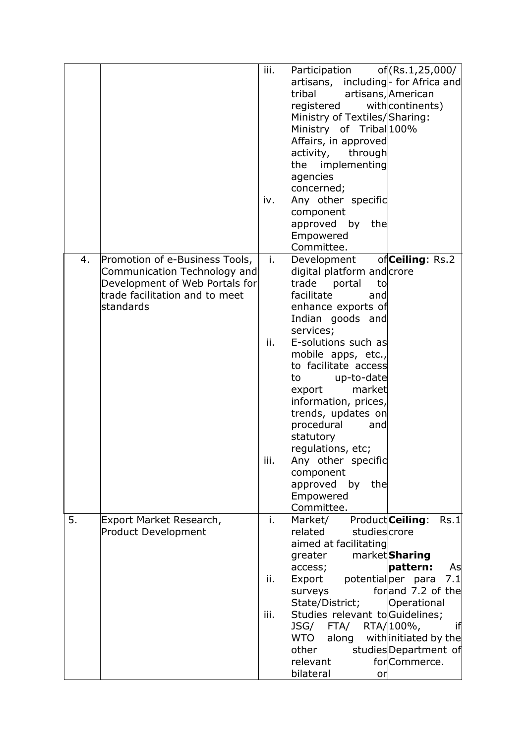| | | | |
|---|---|---|---|
| | | iii. Participation of artisans, including tribal artisans, registered with Ministry of Textiles/ Ministry of Tribal Affairs, in approved activity, through the implementing agencies concerned;<br>iv. Any other specific component approved by the Empowered Committee. | (Rs.1,25,000/ - for Africa and American continents)<br>Sharing: 100% |
| 4. | Promotion of e-Business Tools, Communication Technology and Development of Web Portals for trade facilitation and to meet standards | i. Development of digital platform and trade portal to facilitate and enhance exports of Indian goods and services;<br>ii. E-solutions such as mobile apps, etc., to facilitate access to up-to-date export market information, prices, trends, updates on procedural and statutory regulations, etc;<br>iii. Any other specific component approved by the Empowered Committee. | **Ceiling**: Rs.2 crore |
| 5. | Export Market Research, Product Development | i. Market/ Product related studies aimed at facilitating greater market access;<br>ii. Export potential surveys for State/District;<br>iii. Studies relevant to JSG/ FTA/ RTA/ WTO along with other studies relevant for bilateral or | **Ceiling**: Rs.1 crore<br>**Sharing pattern:** As per para 7.1 and 7.2 of the Operational Guidelines; 100%, if initiated by the Department of Commerce. |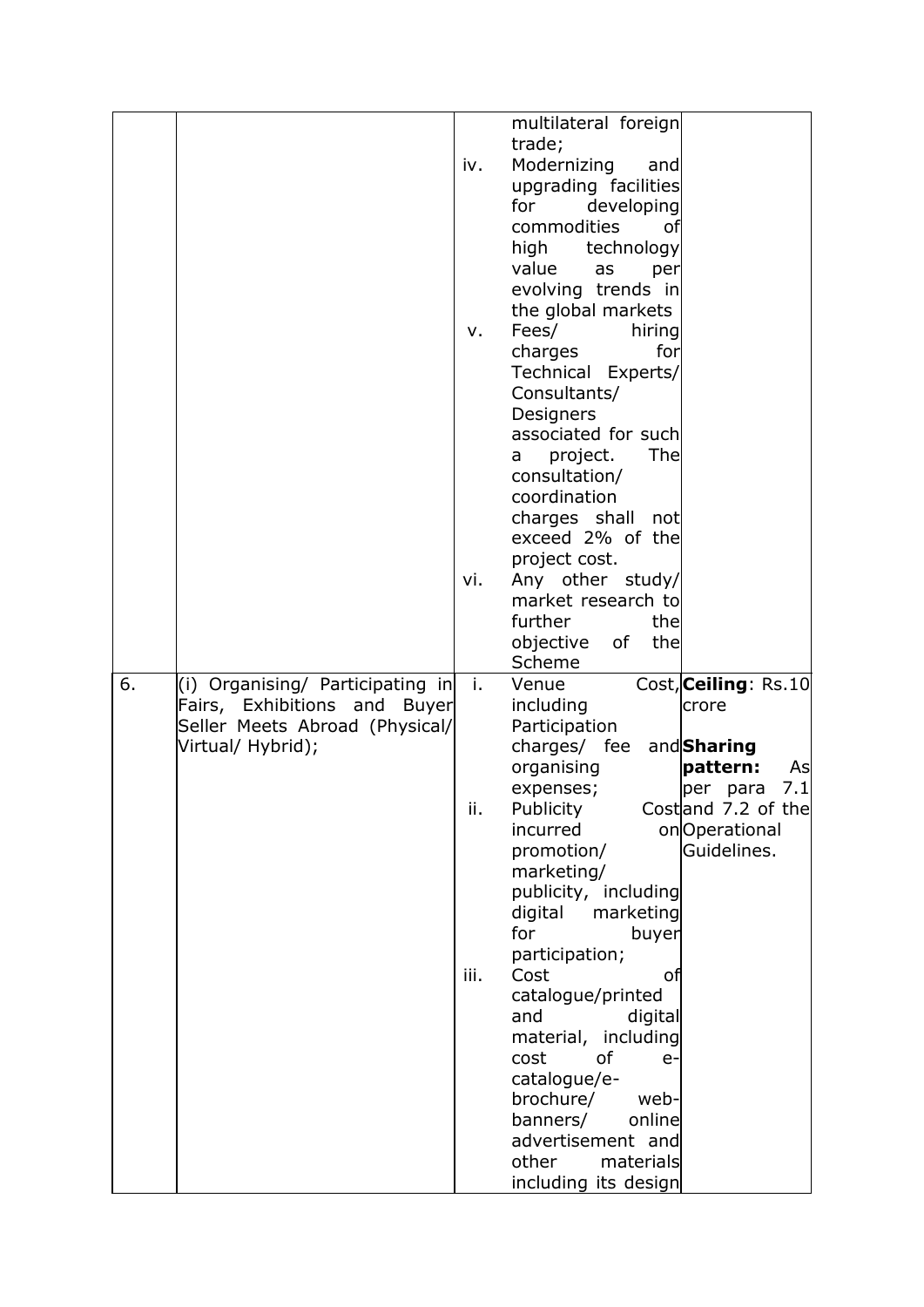| | | | |
|---|---|---|---|
| | | multilateral foreign trade;<br>iv. Modernizing and upgrading facilities for developing commodities of high technology value as per evolving trends in the global markets<br>v. Fees/ hiring charges for Technical Experts/ Consultants/ Designers associated for such a project. The consultation/ coordination charges shall not exceed 2% of the project cost.<br>vi. Any other study/ market research to further the objective of the Scheme | |
| 6. | (i) Organising/ Participating in Fairs, Exhibitions and Buyer Seller Meets Abroad (Physical/ Virtual/ Hybrid); | i. Venue Cost, including Participation charges/ fee and organising expenses;<br>ii. Publicity Cost incurred on promotion/ marketing/ publicity, including digital marketing for buyer participation;<br>iii. Cost of catalogue/printed and digital material, including cost of e-catalogue/e-brochure/ web-banners/ online advertisement and other materials including its design | **Ceiling**: Rs.10 crore<br><br>**Sharing pattern:** As per para 7.1 and 7.2 of the Operational Guidelines. |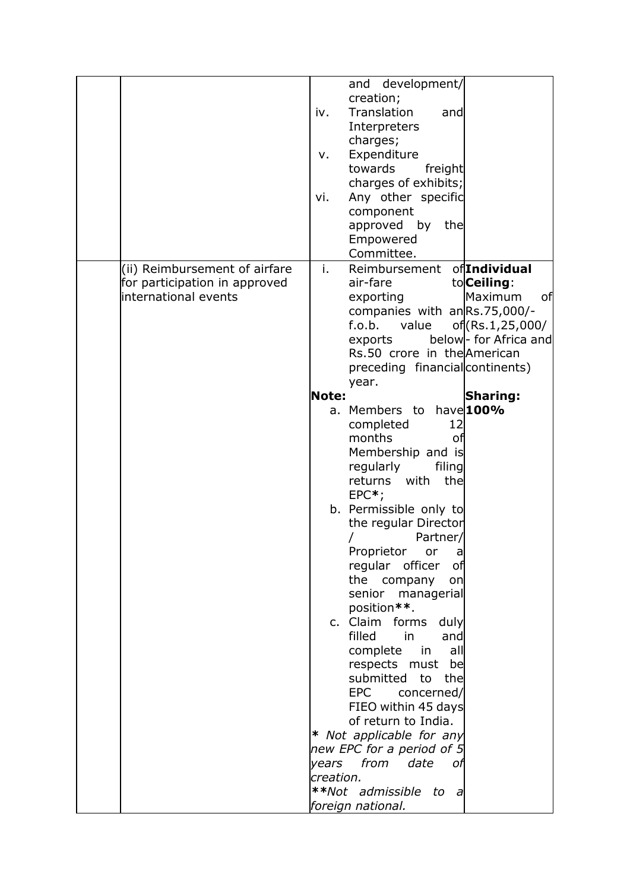| | | | |
|---|---|---|---|
| | | and development/ creation;<br>iv. Translation and Interpreters charges;<br>v. Expenditure towards freight charges of exhibits;<br>vi. Any other specific component approved by the Empowered Committee. | |
| | (ii) Reimbursement of airfare for participation in approved international events | i. Reimbursement of air-fare to exporting companies with an f.o.b. value of exports below Rs.50 crore in the preceding financial year.<br>**Note:**<br>a. Members to have completed 12 months of Membership and is regularly filing returns with the EPC**\***;<br>b. Permissible only to the regular Director / Partner/ Proprietor or a regular officer of the company on senior managerial position**\*\***.<br>c. Claim forms duly filled in and complete in all respects must be submitted to the EPC concerned/ FIEO within 45 days of return to India.<br>*\* Not applicable for any new EPC for a period of 5 years from date of creation.*<br>*\*\*Not admissible to a foreign national.* | **Individual Ceiling**: Maximum of Rs.75,000/- (Rs.1,25,000/ - for Africa and American continents)<br>**Sharing:**<br>**100%** |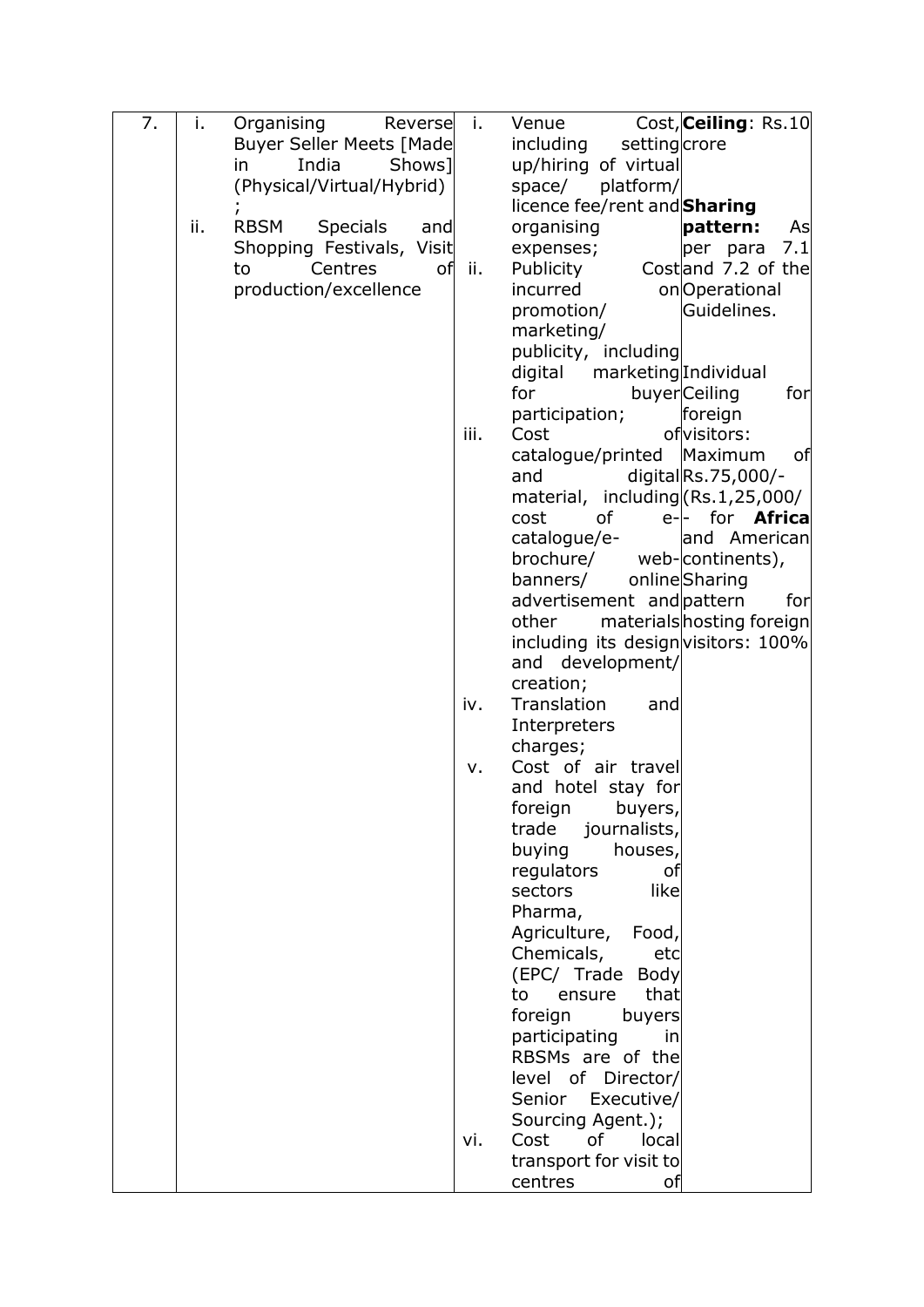| 7. | i.<br>ii. | Organising Reverse Buyer Seller Meets [Made in India Shows] (Physical/Virtual/Hybrid) ;<br>RBSM Specials and Shopping Festivals, Visit to Centres of production/excellence | i. Venue Cost, including setting up/hiring of virtual space/ platform/ licence fee/rent and organising expenses;<br>ii. Publicity Cost incurred on promotion/ marketing/ publicity, including digital marketing for buyer participation;<br>iii. Cost of catalogue/printed and digital material, including cost of e-catalogue/e-brochure/ web-banners/ online advertisement and other materials including its design and development/ creation;<br>iv. Translation and Interpreters charges;<br>v. Cost of air travel and hotel stay for foreign buyers, trade journalists, buying houses, regulators of sectors like Pharma, Agriculture, Food, Chemicals, etc (EPC/ Trade Body to ensure that foreign buyers participating in RBSMs are of the level of Director/ Senior Executive/ Sourcing Agent.);<br>vi. Cost of local transport for visit to centres of | **Ceiling**: Rs.10 crore<br><br>**Sharing pattern:** As per para 7.1 and 7.2 of the Operational Guidelines.<br><br>Individual Ceiling for foreign visitors: Maximum of Rs.75,000/- (Rs.1,25,000/- for **Africa** and American continents), Sharing pattern for hosting foreign visitors: 100% |
|---|---|---|---|---|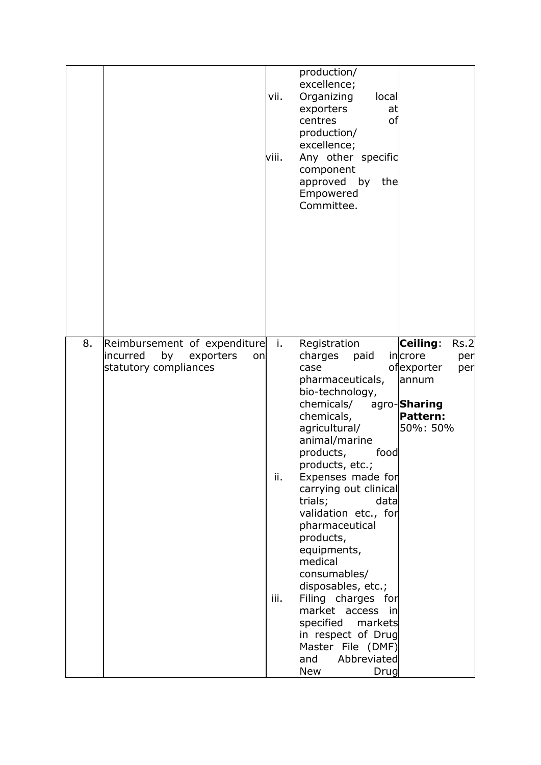|  |  |  |  |
|---|---|---|---|
|  |  | production/ excellence;<br>vii. Organizing local exporters at centres of production/ excellence;<br>viii. Any other specific component approved by the Empowered Committee. |  |
| 8. | Reimbursement of expenditure incurred by exporters on statutory compliances | i. Registration charges paid in case of pharmaceuticals, bio-technology, chemicals/ agro-chemicals, agricultural/ animal/marine products, food products, etc.;<br>ii. Expenses made for carrying out clinical trials; data validation etc., for pharmaceutical products, equipments, medical consumables/ disposables, etc.;<br>iii. Filing charges for market access in specified markets in respect of Drug Master File (DMF) and Abbreviated New Drug | **Ceiling**: Rs.2 crore per exporter per annum<br>**Sharing Pattern:** 50%: 50% |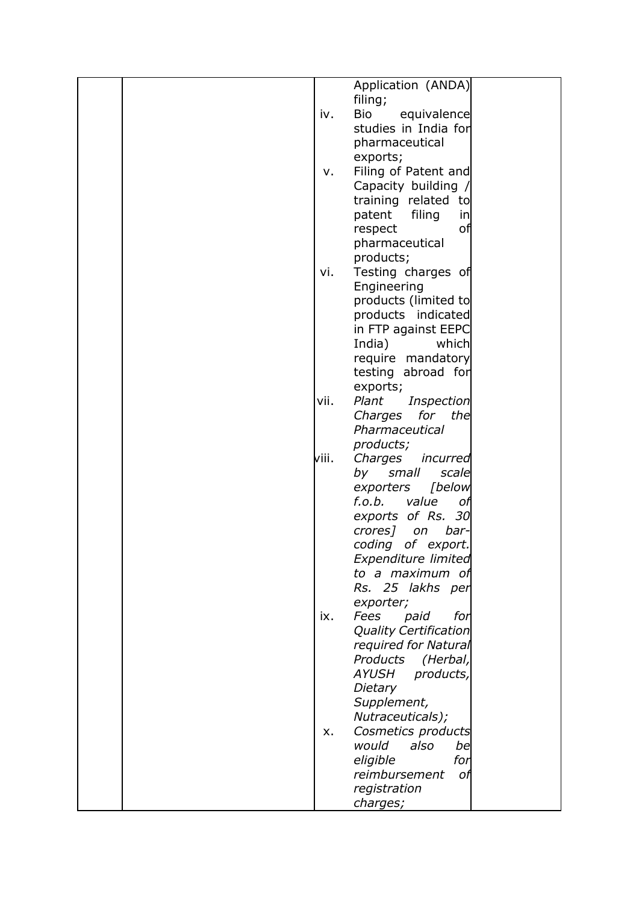| | | Application (ANDA) filing;<br>iv. Bio equivalence studies in India for pharmaceutical exports;<br>v. Filing of Patent and Capacity building / training related to patent filing in respect of pharmaceutical products;<br>vi. Testing charges of Engineering products (limited to products indicated in FTP against EEPC India) which require mandatory testing abroad for exports;<br>vii. *Plant Inspection Charges for the Pharmaceutical products;*<br>viii. *Charges incurred by small scale exporters [below f.o.b. value of exports of Rs. 30 crores] on bar-coding of export. Expenditure limited to a maximum of Rs. 25 lakhs per exporter;*<br>ix. *Fees paid for Quality Certification required for Natural Products (Herbal, AYUSH products, Dietary Supplement, Nutraceuticals);*<br>x. *Cosmetics products would also be eligible for reimbursement of registration charges;* | |
|---|---|---|---|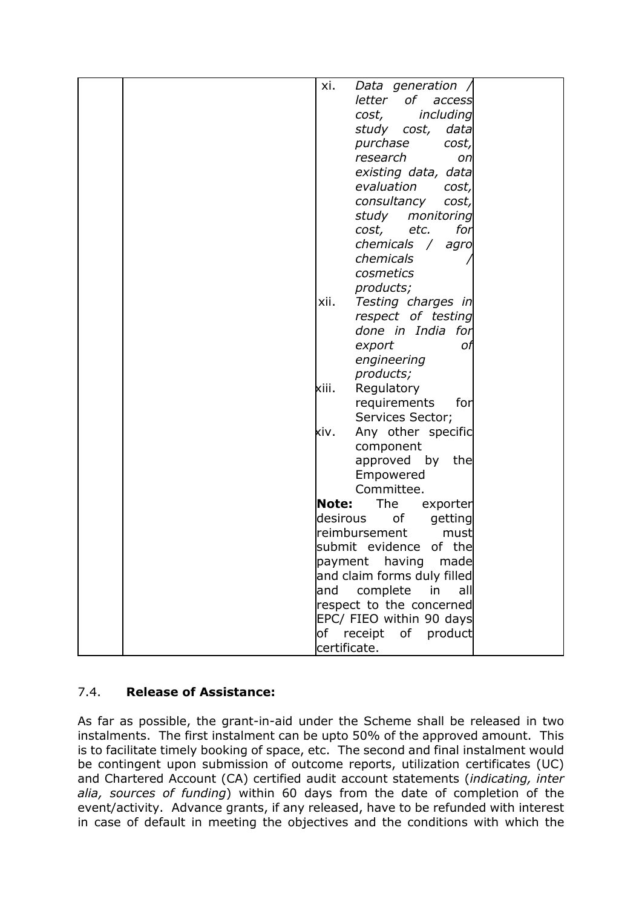| | | xi. *Data generation / letter of access cost, including study cost, data purchase cost, research on existing data, data evaluation cost, consultancy cost, study monitoring cost, etc. for chemicals / agro chemicals / cosmetics products;*<br>xii. *Testing charges in respect of testing done in India for export of engineering products;*<br>xiii. Regulatory requirements for Services Sector;<br>xiv. Any other specific component approved by the Empowered Committee.<br>**Note:** The exporter desirous of getting reimbursement must submit evidence of the payment having made and claim forms duly filled and complete in all respect to the concerned EPC/ FIEO within 90 days of receipt of product certificate. | |
|---|---|---|---|

### 7.4. **Release of Assistance:**

As far as possible, the grant-in-aid under the Scheme shall be released in two instalments. The first instalment can be upto 50% of the approved amount. This is to facilitate timely booking of space, etc. The second and final instalment would be contingent upon submission of outcome reports, utilization certificates (UC) and Chartered Account (CA) certified audit account statements (*indicating, inter alia, sources of funding*) within 60 days from the date of completion of the event/activity. Advance grants, if any released, have to be refunded with interest in case of default in meeting the objectives and the conditions with which the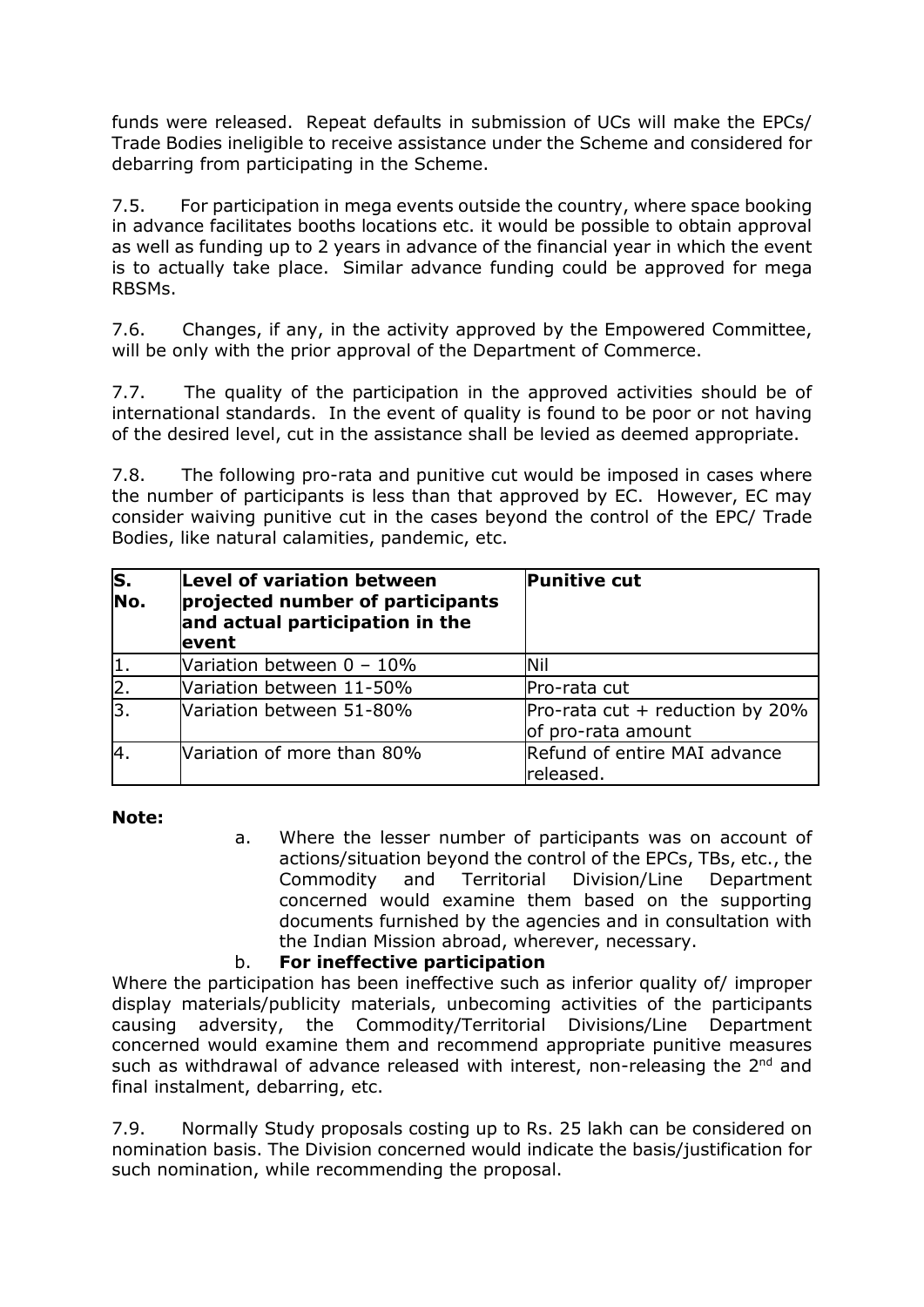funds were released. Repeat defaults in submission of UCs will make the EPCs/ Trade Bodies ineligible to receive assistance under the Scheme and considered for debarring from participating in the Scheme.

7.5. For participation in mega events outside the country, where space booking in advance facilitates booths locations etc. it would be possible to obtain approval as well as funding up to 2 years in advance of the financial year in which the event is to actually take place. Similar advance funding could be approved for mega RBSMs.

7.6. Changes, if any, in the activity approved by the Empowered Committee, will be only with the prior approval of the Department of Commerce.

7.7. The quality of the participation in the approved activities should be of international standards. In the event of quality is found to be poor or not having of the desired level, cut in the assistance shall be levied as deemed appropriate.

7.8. The following pro-rata and punitive cut would be imposed in cases where the number of participants is less than that approved by EC. However, EC may consider waiving punitive cut in the cases beyond the control of the EPC/ Trade Bodies, like natural calamities, pandemic, etc.

| S. No. | Level of variation between projected number of participants and actual participation in the event | Punitive cut |
|---|---|---|
| 1. | Variation between 0 – 10% | Nil |
| 2. | Variation between 11-50% | Pro-rata cut |
| 3. | Variation between 51-80% | Pro-rata cut + reduction by 20% of pro-rata amount |
| 4. | Variation of more than 80% | Refund of entire MAI advance released. |

**Note:**

a. Where the lesser number of participants was on account of actions/situation beyond the control of the EPCs, TBs, etc., the Commodity and Territorial Division/Line Department concerned would examine them based on the supporting documents furnished by the agencies and in consultation with the Indian Mission abroad, wherever, necessary.

b. **For ineffective participation**

Where the participation has been ineffective such as inferior quality of/ improper display materials/publicity materials, unbecoming activities of the participants causing adversity, the Commodity/Territorial Divisions/Line Department concerned would examine them and recommend appropriate punitive measures such as withdrawal of advance released with interest, non-releasing the 2nd and final instalment, debarring, etc.

7.9. Normally Study proposals costing up to Rs. 25 lakh can be considered on nomination basis. The Division concerned would indicate the basis/justification for such nomination, while recommending the proposal.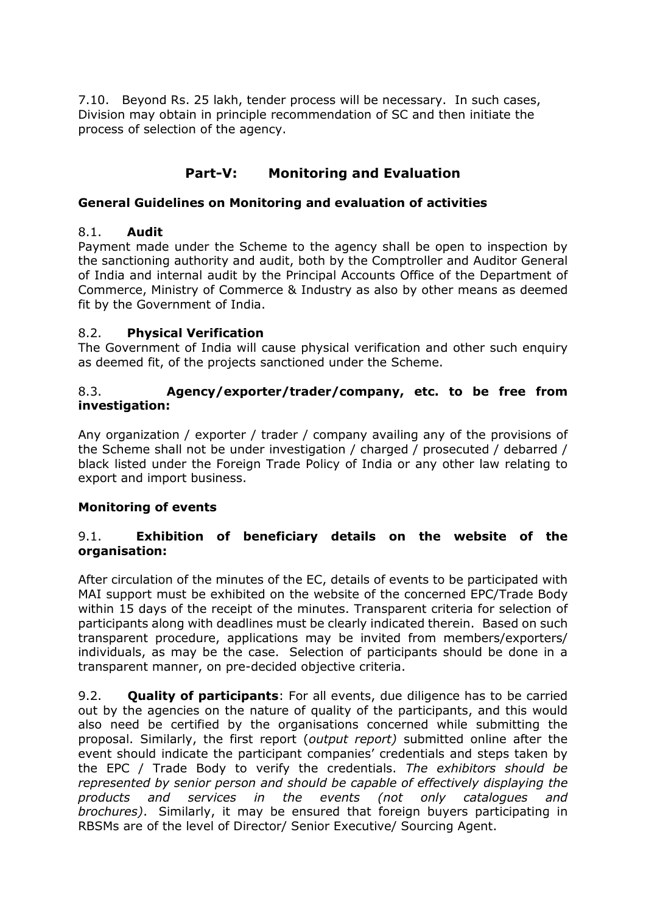7.10. Beyond Rs. 25 lakh, tender process will be necessary. In such cases, Division may obtain in principle recommendation of SC and then initiate the process of selection of the agency.

## Part-V: Monitoring and Evaluation

### General Guidelines on Monitoring and evaluation of activities

8.1. **Audit**

Payment made under the Scheme to the agency shall be open to inspection by the sanctioning authority and audit, both by the Comptroller and Auditor General of India and internal audit by the Principal Accounts Office of the Department of Commerce, Ministry of Commerce & Industry as also by other means as deemed fit by the Government of India.

8.2. **Physical Verification**

The Government of India will cause physical verification and other such enquiry as deemed fit, of the projects sanctioned under the Scheme.

8.3. **Agency/exporter/trader/company, etc. to be free from investigation:**

Any organization / exporter / trader / company availing any of the provisions of the Scheme shall not be under investigation / charged / prosecuted / debarred / black listed under the Foreign Trade Policy of India or any other law relating to export and import business.

### Monitoring of events

9.1. **Exhibition of beneficiary details on the website of the organisation:**

After circulation of the minutes of the EC, details of events to be participated with MAI support must be exhibited on the website of the concerned EPC/Trade Body within 15 days of the receipt of the minutes. Transparent criteria for selection of participants along with deadlines must be clearly indicated therein. Based on such transparent procedure, applications may be invited from members/exporters/ individuals, as may be the case. Selection of participants should be done in a transparent manner, on pre-decided objective criteria.

9.2. **Quality of participants**: For all events, due diligence has to be carried out by the agencies on the nature of quality of the participants, and this would also need be certified by the organisations concerned while submitting the proposal. Similarly, the first report (*output report)* submitted online after the event should indicate the participant companies' credentials and steps taken by the EPC / Trade Body to verify the credentials. *The exhibitors should be represented by senior person and should be capable of effectively displaying the products and services in the events (not only catalogues and brochures)*. Similarly, it may be ensured that foreign buyers participating in RBSMs are of the level of Director/ Senior Executive/ Sourcing Agent.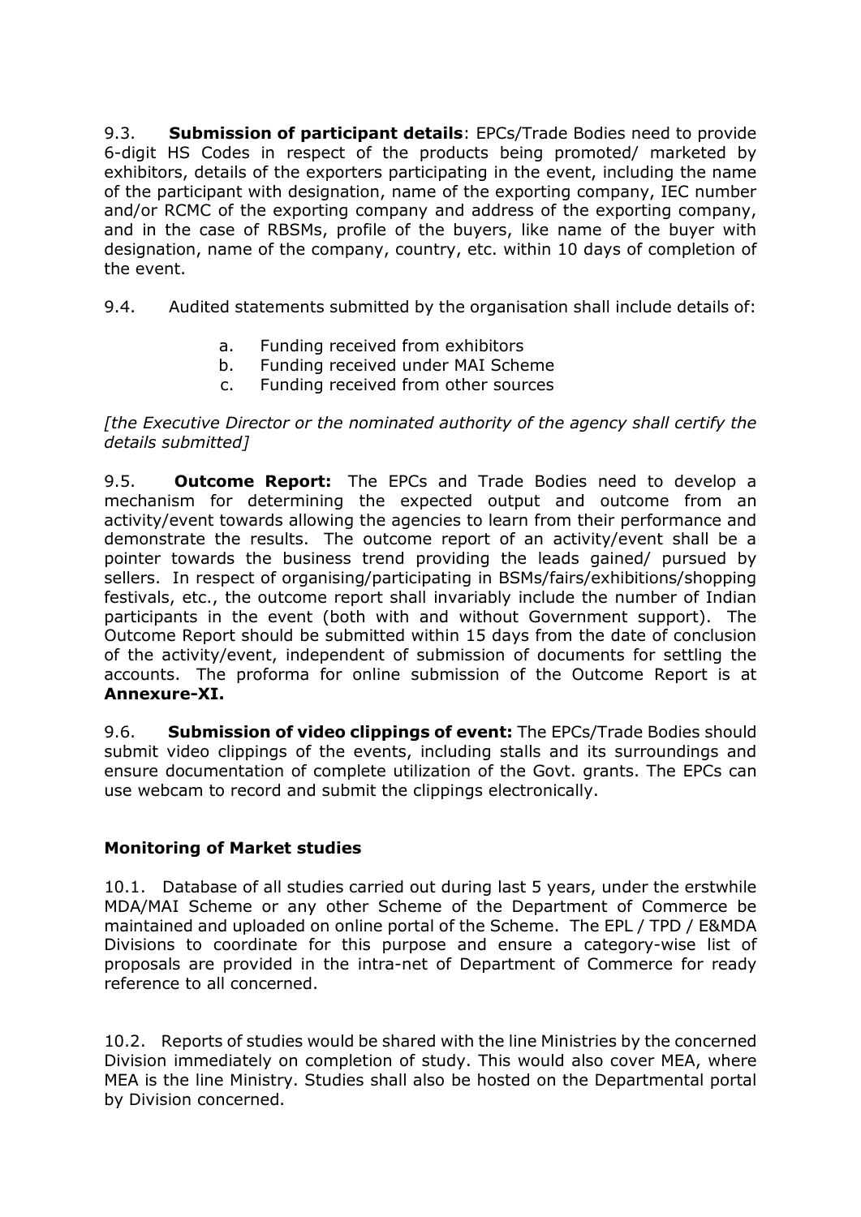9.3. **Submission of participant details**: EPCs/Trade Bodies need to provide 6-digit HS Codes in respect of the products being promoted/ marketed by exhibitors, details of the exporters participating in the event, including the name of the participant with designation, name of the exporting company, IEC number and/or RCMC of the exporting company and address of the exporting company, and in the case of RBSMs, profile of the buyers, like name of the buyer with designation, name of the company, country, etc. within 10 days of completion of the event.

9.4. Audited statements submitted by the organisation shall include details of:

a. Funding received from exhibitors
b. Funding received under MAI Scheme
c. Funding received from other sources

*[the Executive Director or the nominated authority of the agency shall certify the details submitted]*

9.5. **Outcome Report:** The EPCs and Trade Bodies need to develop a mechanism for determining the expected output and outcome from an activity/event towards allowing the agencies to learn from their performance and demonstrate the results. The outcome report of an activity/event shall be a pointer towards the business trend providing the leads gained/ pursued by sellers. In respect of organising/participating in BSMs/fairs/exhibitions/shopping festivals, etc., the outcome report shall invariably include the number of Indian participants in the event (both with and without Government support). The Outcome Report should be submitted within 15 days from the date of conclusion of the activity/event, independent of submission of documents for settling the accounts. The proforma for online submission of the Outcome Report is at **Annexure-XI.**

9.6. **Submission of video clippings of event:** The EPCs/Trade Bodies should submit video clippings of the events, including stalls and its surroundings and ensure documentation of complete utilization of the Govt. grants. The EPCs can use webcam to record and submit the clippings electronically.

**Monitoring of Market studies**

10.1. Database of all studies carried out during last 5 years, under the erstwhile MDA/MAI Scheme or any other Scheme of the Department of Commerce be maintained and uploaded on online portal of the Scheme. The EPL / TPD / E&MDA Divisions to coordinate for this purpose and ensure a category-wise list of proposals are provided in the intra-net of Department of Commerce for ready reference to all concerned.

10.2. Reports of studies would be shared with the line Ministries by the concerned Division immediately on completion of study. This would also cover MEA, where MEA is the line Ministry. Studies shall also be hosted on the Departmental portal by Division concerned.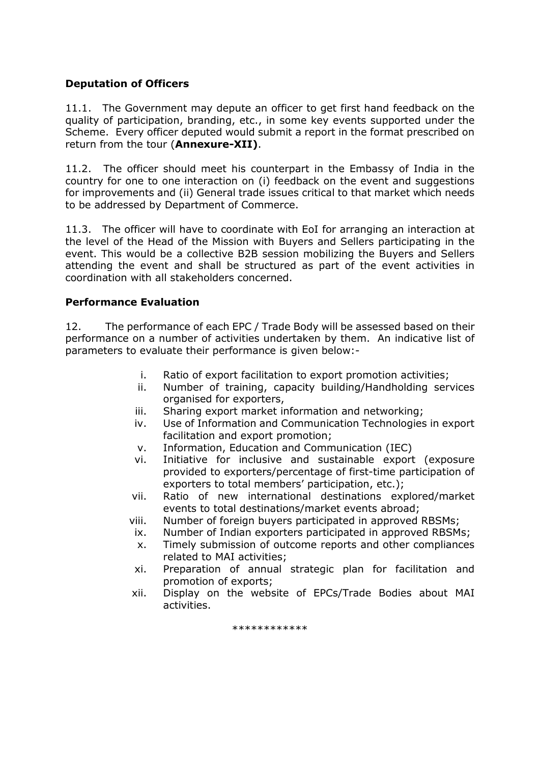**Deputation of Officers**

11.1. The Government may depute an officer to get first hand feedback on the quality of participation, branding, etc., in some key events supported under the Scheme. Every officer deputed would submit a report in the format prescribed on return from the tour (**Annexure-XII)**.

11.2. The officer should meet his counterpart in the Embassy of India in the country for one to one interaction on (i) feedback on the event and suggestions for improvements and (ii) General trade issues critical to that market which needs to be addressed by Department of Commerce.

11.3. The officer will have to coordinate with EoI for arranging an interaction at the level of the Head of the Mission with Buyers and Sellers participating in the event. This would be a collective B2B session mobilizing the Buyers and Sellers attending the event and shall be structured as part of the event activities in coordination with all stakeholders concerned.

**Performance Evaluation**

12. The performance of each EPC / Trade Body will be assessed based on their performance on a number of activities undertaken by them. An indicative list of parameters to evaluate their performance is given below:-

i. Ratio of export facilitation to export promotion activities;
ii. Number of training, capacity building/Handholding services organised for exporters,
iii. Sharing export market information and networking;
iv. Use of Information and Communication Technologies in export facilitation and export promotion;
v. Information, Education and Communication (IEC)
vi. Initiative for inclusive and sustainable export (exposure provided to exporters/percentage of first-time participation of exporters to total members' participation, etc.);
vii. Ratio of new international destinations explored/market events to total destinations/market events abroad;
viii. Number of foreign buyers participated in approved RBSMs;
ix. Number of Indian exporters participated in approved RBSMs;
x. Timely submission of outcome reports and other compliances related to MAI activities;
xi. Preparation of annual strategic plan for facilitation and promotion of exports;
xii. Display on the website of EPCs/Trade Bodies about MAI activities.

************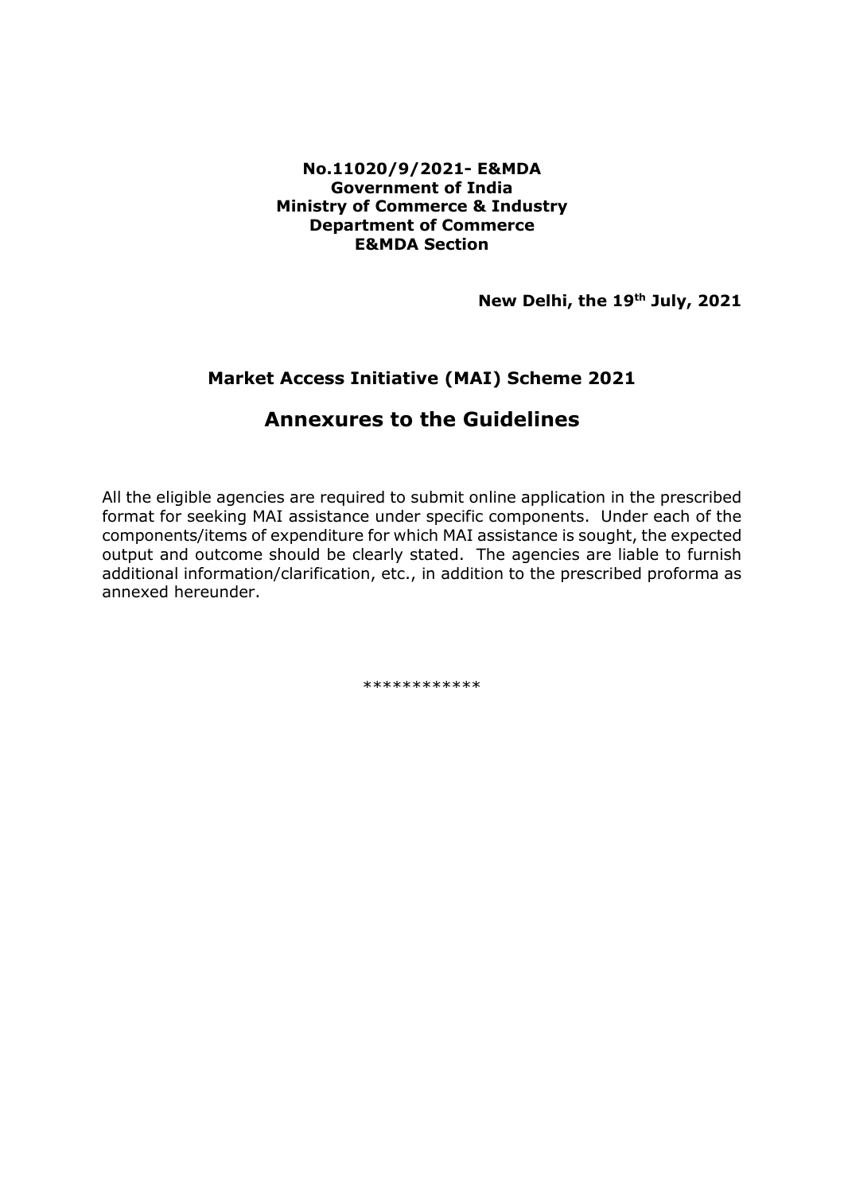**No.11020/9/2021- E&MDA**
**Government of India**
**Ministry of Commerce & Industry**
**Department of Commerce**
**E&MDA Section**

**New Delhi, the 19th July, 2021**

## Market Access Initiative (MAI) Scheme 2021

# Annexures to the Guidelines

All the eligible agencies are required to submit online application in the prescribed format for seeking MAI assistance under specific components. Under each of the components/items of expenditure for which MAI assistance is sought, the expected output and outcome should be clearly stated. The agencies are liable to furnish additional information/clarification, etc., in addition to the prescribed proforma as annexed hereunder.

************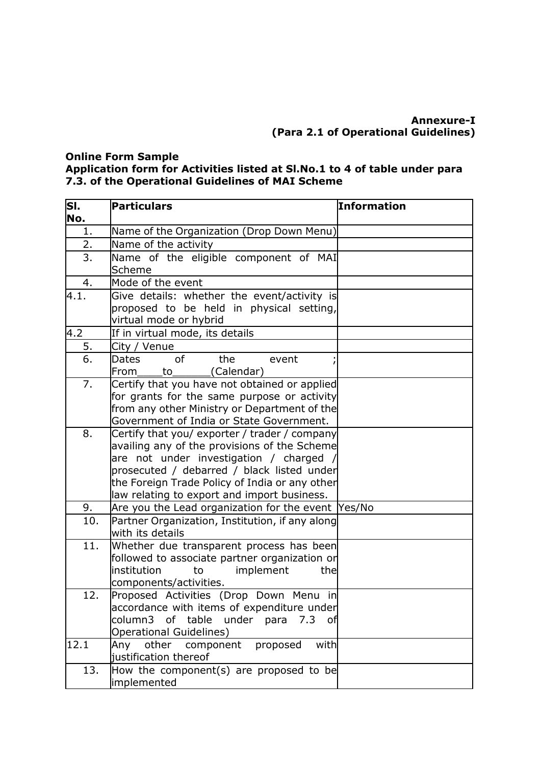**Annexure-I**
**(Para 2.1 of Operational Guidelines)**

**Online Form Sample**
**Application form for Activities listed at Sl.No.1 to 4 of table under para 7.3. of the Operational Guidelines of MAI Scheme**

| Sl. No. | Particulars | Information |
|---|---|---|
| 1. | Name of the Organization (Drop Down Menu) | |
| 2. | Name of the activity | |
| 3. | Name of the eligible component of MAI Scheme | |
| 4. | Mode of the event | |
| 4.1. | Give details: whether the event/activity is proposed to be held in physical setting, virtual mode or hybrid | |
| 4.2 | If in virtual mode, its details | |
| 5. | City / Venue | |
| 6. | Dates of the event ; From____to______(Calendar) | |
| 7. | Certify that you have not obtained or applied for grants for the same purpose or activity from any other Ministry or Department of the Government of India or State Government. | |
| 8. | Certify that you/ exporter / trader / company availing any of the provisions of the Scheme are not under investigation / charged / prosecuted / debarred / black listed under the Foreign Trade Policy of India or any other law relating to export and import business. | |
| 9. | Are you the Lead organization for the event | Yes/No |
| 10. | Partner Organization, Institution, if any along with its details | |
| 11. | Whether due transparent process has been followed to associate partner organization or institution to implement the components/activities. | |
| 12. | Proposed Activities (Drop Down Menu in accordance with items of expenditure under column3 of table under para 7.3 of Operational Guidelines) | |
| 12.1 | Any other component proposed with justification thereof | |
| 13. | How the component(s) are proposed to be implemented | |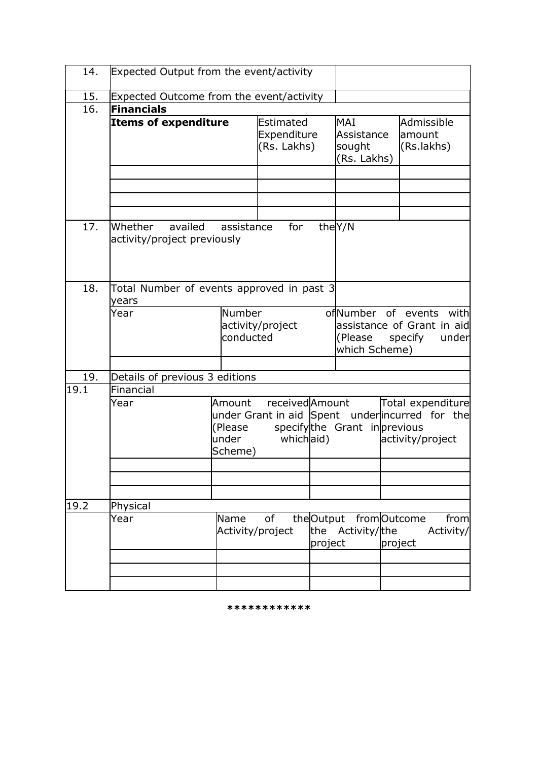| 14. | Expected Output from the event/activity | | | |
|---|---|---|---|---|
| 15. | Expected Outcome from the event/activity | | | |
| 16. | **Financials** | | | |
| | **Items of expenditure** | Estimated Expenditure (Rs. Lakhs) | MAI Assistance sought (Rs. Lakhs) | Admissible amount (Rs.lakhs) |
| | | | | |
| | | | | |
| | | | | |
| | | | | |
| 17. | Whether availed assistance for the activity/project previously | | Y/N | |
| 18. | Total Number of events approved in past 3 years | | | |
| | Year | Number of activity/project conducted | Number of events with assistance of Grant in aid (Please specify under which Scheme) | |
| | | | | |
| 19. | Details of previous 3 editions | | | |
| 19.1 | Financial | | | |
| | Year | Amount received under Grant in aid (Please specify under which Scheme) | Amount Spent under the Grant in aid) | Total expenditure incurred for the previous activity/project |
| | | | | |
| | | | | |
| | | | | |
| 19.2 | Physical | | | |
| | Year | Name of the Activity/project | Output from the Activity/project | Outcome from the Activity/project |
| | | | | |
| | | | | |
| | | | | |

************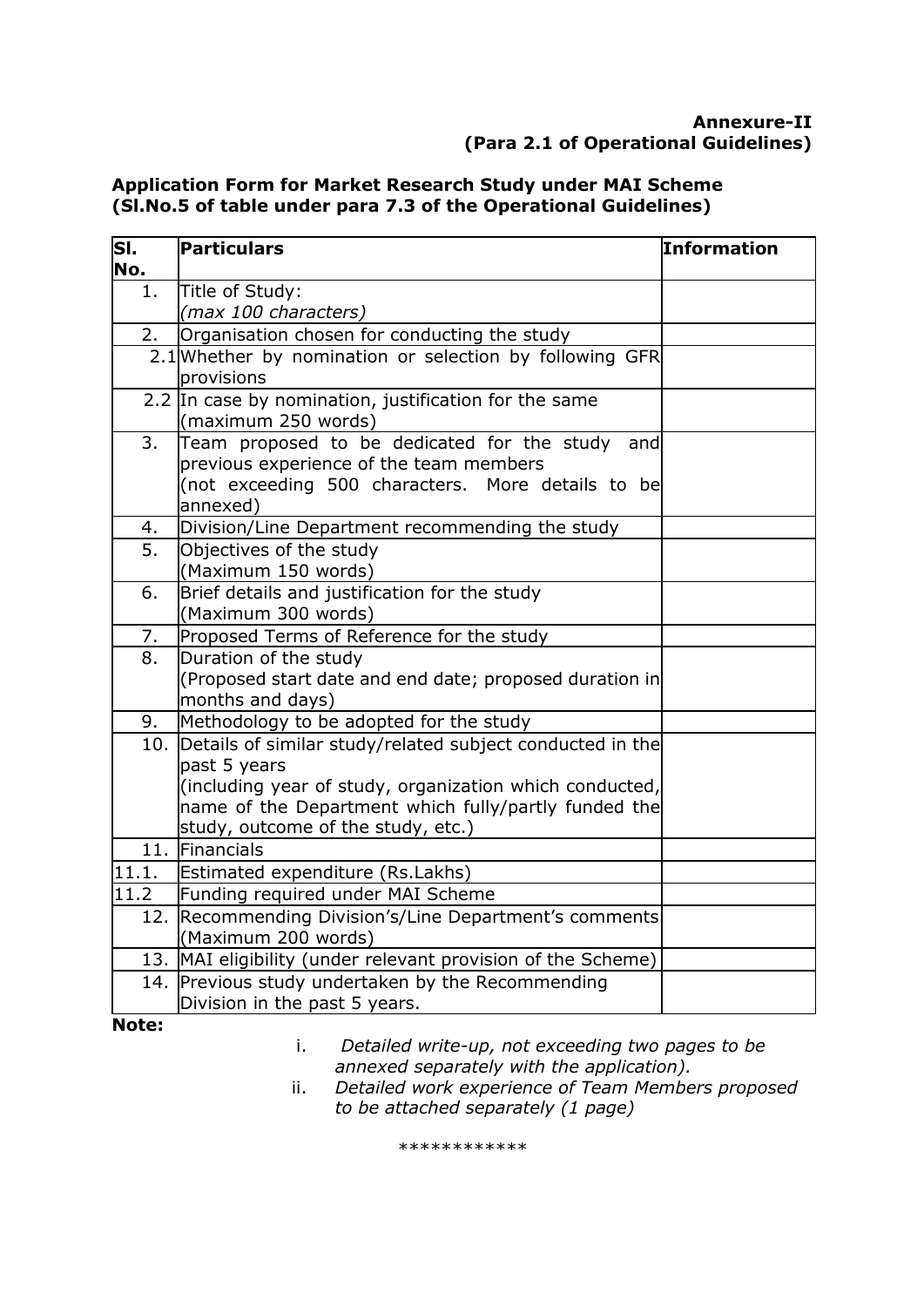**Annexure-II**
**(Para 2.1 of Operational Guidelines)**

**Application Form for Market Research Study under MAI Scheme (Sl.No.5 of table under para 7.3 of the Operational Guidelines)**

| Sl. No. | Particulars | Information |
|---|---|---|
| 1. | Title of Study:<br>*(max 100 characters)* | |
| 2. | Organisation chosen for conducting the study | |
| 2.1 | Whether by nomination or selection by following GFR provisions | |
| 2.2 | In case by nomination, justification for the same (maximum 250 words) | |
| 3. | Team proposed to be dedicated for the study and previous experience of the team members<br>(not exceeding 500 characters. More details to be annexed) | |
| 4. | Division/Line Department recommending the study | |
| 5. | Objectives of the study<br>(Maximum 150 words) | |
| 6. | Brief details and justification for the study<br>(Maximum 300 words) | |
| 7. | Proposed Terms of Reference for the study | |
| 8. | Duration of the study<br>(Proposed start date and end date; proposed duration in months and days) | |
| 9. | Methodology to be adopted for the study | |
| 10. | Details of similar study/related subject conducted in the past 5 years<br>(including year of study, organization which conducted, name of the Department which fully/partly funded the study, outcome of the study, etc.) | |
| 11. | Financials | |
| 11.1. | Estimated expenditure (Rs.Lakhs) | |
| 11.2 | Funding required under MAI Scheme | |
| 12. | Recommending Division's/Line Department's comments (Maximum 200 words) | |
| 13. | MAI eligibility (under relevant provision of the Scheme) | |
| 14. | Previous study undertaken by the Recommending Division in the past 5 years. | |

**Note:**

i. *Detailed write-up, not exceeding two pages to be annexed separately with the application).*

ii. *Detailed work experience of Team Members proposed to be attached separately (1 page)*

************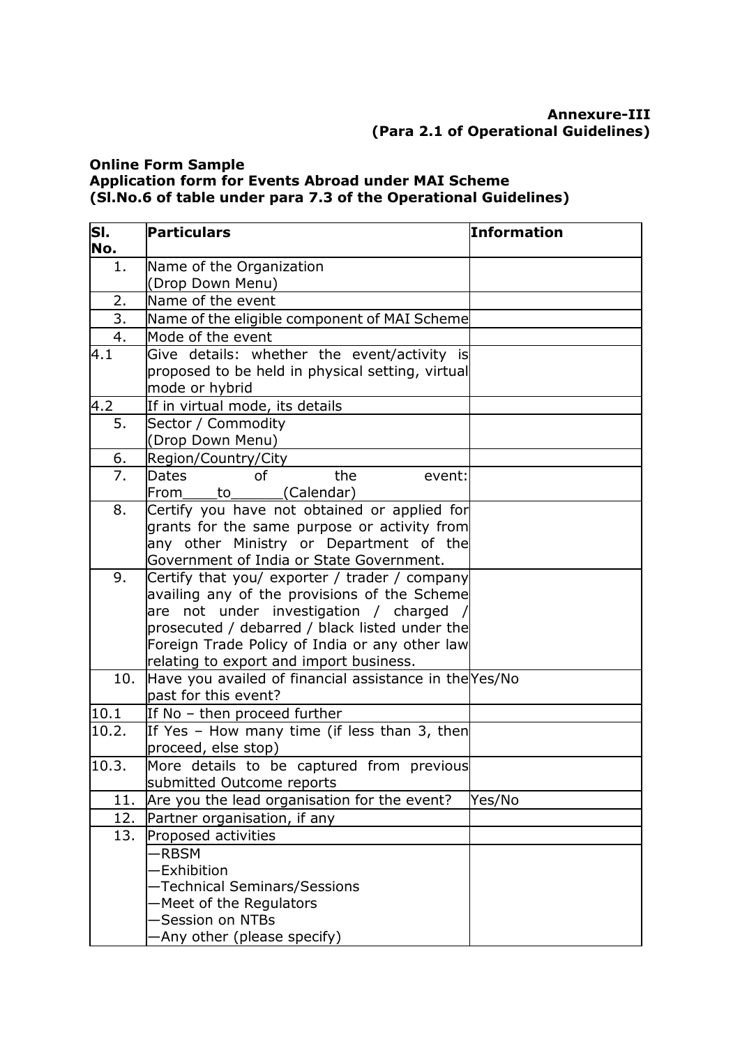**Annexure-III**
**(Para 2.1 of Operational Guidelines)**

**Online Form Sample**
**Application form for Events Abroad under MAI Scheme**
**(Sl.No.6 of table under para 7.3 of the Operational Guidelines)**

| Sl. No. | Particulars | Information |
|---|---|---|
| 1. | Name of the Organization (Drop Down Menu) | |
| 2. | Name of the event | |
| 3. | Name of the eligible component of MAI Scheme | |
| 4. | Mode of the event | |
| 4.1 | Give details: whether the event/activity is proposed to be held in physical setting, virtual mode or hybrid | |
| 4.2 | If in virtual mode, its details | |
| 5. | Sector / Commodity (Drop Down Menu) | |
| 6. | Region/Country/City | |
| 7. | Dates of the event: From____to______(Calendar) | |
| 8. | Certify you have not obtained or applied for grants for the same purpose or activity from any other Ministry or Department of the Government of India or State Government. | |
| 9. | Certify that you/ exporter / trader / company availing any of the provisions of the Scheme are not under investigation / charged / prosecuted / debarred / black listed under the Foreign Trade Policy of India or any other law relating to export and import business. | |
| 10. | Have you availed of financial assistance in the past for this event? | Yes/No |
| 10.1 | If No – then proceed further | |
| 10.2. | If Yes – How many time (if less than 3, then proceed, else stop) | |
| 10.3. | More details to be captured from previous submitted Outcome reports | |
| 11. | Are you the lead organisation for the event? | Yes/No |
| 12. | Partner organisation, if any | |
| 13. | Proposed activities | |
| | —RBSM<br>—Exhibition<br>—Technical Seminars/Sessions<br>—Meet of the Regulators<br>—Session on NTBs<br>—Any other (please specify) | |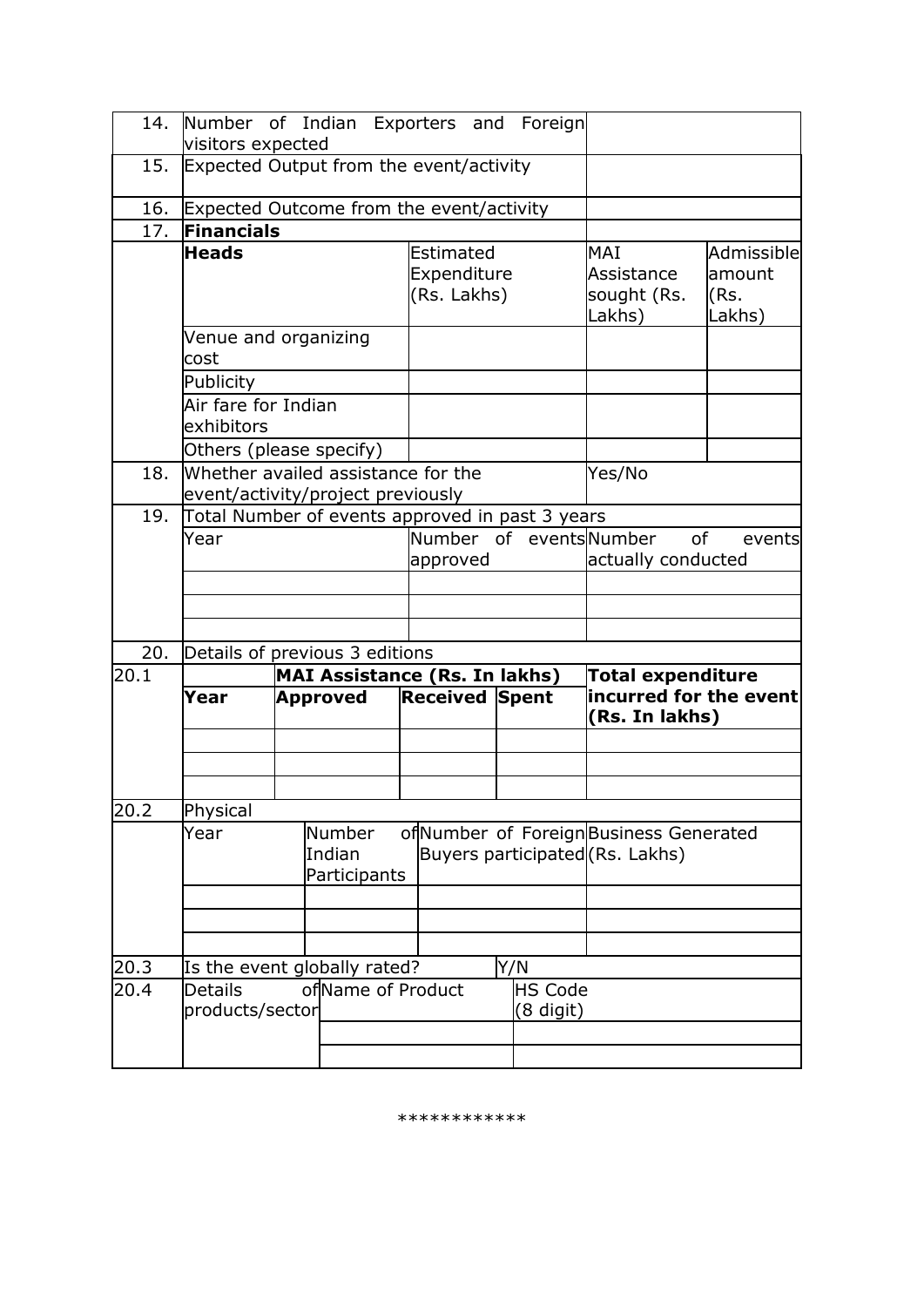| | | | | | |
|---|---|---|---|---|---|
| 14. | Number of Indian Exporters and Foreign visitors expected | | | | |
| 15. | Expected Output from the event/activity | | | | |
| 16. | Expected Outcome from the event/activity | | | | |
| 17. | **Financials** | | | | |
| | **Heads** | | Estimated Expenditure (Rs. Lakhs) | MAI Assistance sought (Rs. Lakhs) | Admissible amount (Rs. Lakhs) |
| | Venue and organizing cost | | | | |
| | Publicity | | | | |
| | Air fare for Indian exhibitors | | | | |
| | Others (please specify) | | | | |
| 18. | Whether availed assistance for the event/activity/project previously | | | Yes/No | |
| 19. | Total Number of events approved in past 3 years | | | | |
| | Year | | Number of events approved | Number of events actually conducted | |
| | | | | | |
| | | | | | |
| | | | | | |
| 20. | Details of previous 3 editions | | | | |

| 20.1 | | **MAI Assistance (Rs. In lakhs)** | | | **Total expenditure incurred for the event (Rs. In lakhs)** |
|---|---|---|---|---|---|
| | **Year** | **Approved** | **Received** | **Spent** | |
| | | | | | |
| | | | | | |
| | | | | | |

| 20.2 | Physical | | | |
|---|---|---|---|---|
| | Year | Number of Indian Participants | Number of Foreign Buyers participated | Business Generated (Rs. Lakhs) |
| | | | | |
| | | | | |
| | | | | |

| | | | |
|---|---|---|---|
| 20.3 | Is the event globally rated? | Y/N | |
| 20.4 | Details of products/sector | Name of Product | HS Code (8 digit) |
| | | | |
| | | | |

************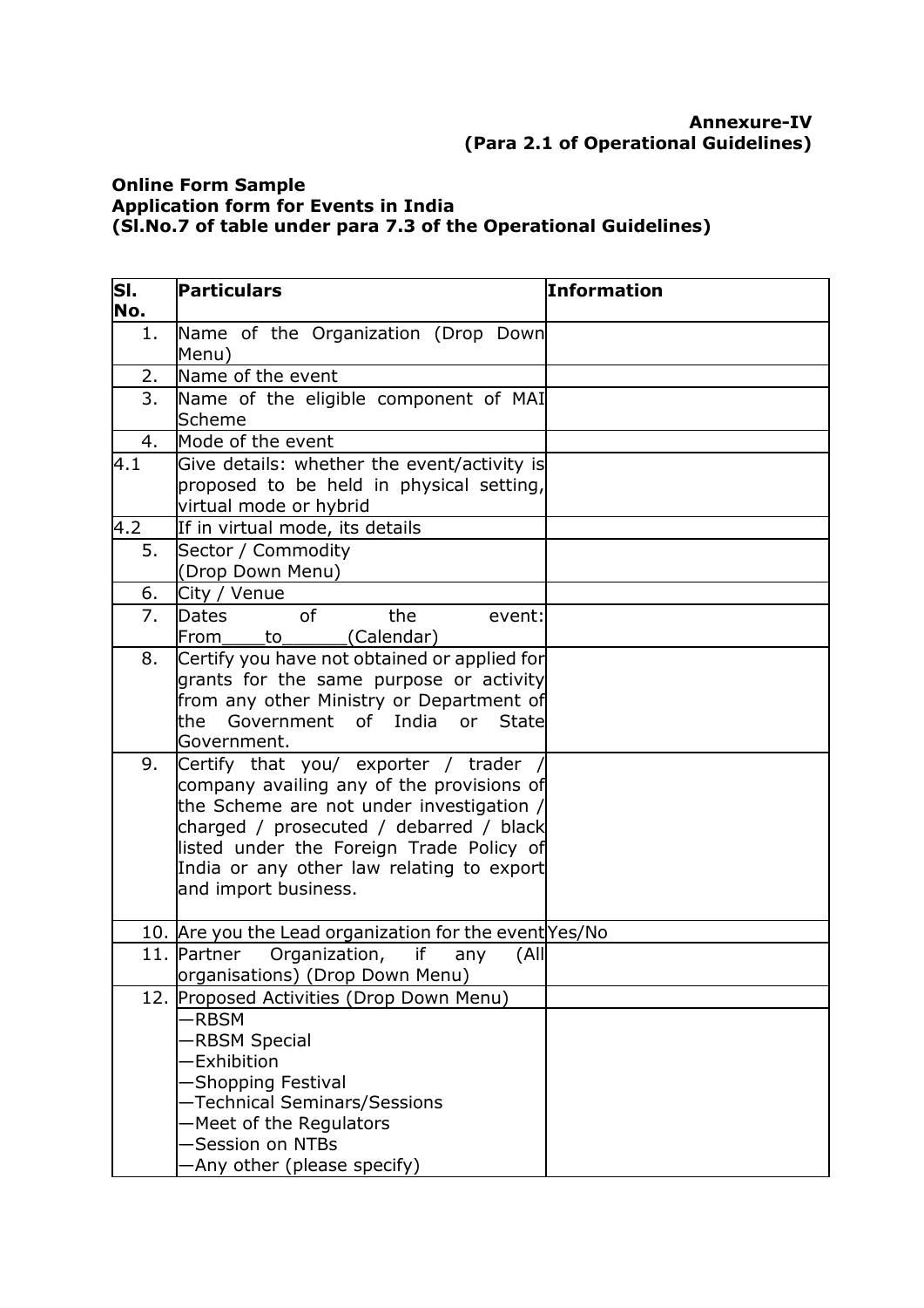**Annexure-IV**
**(Para 2.1 of Operational Guidelines)**

**Online Form Sample**
**Application form for Events in India**
**(Sl.No.7 of table under para 7.3 of the Operational Guidelines)**

| Sl. No. | Particulars | Information |
|---|---|---|
| 1. | Name of the Organization (Drop Down Menu) | |
| 2. | Name of the event | |
| 3. | Name of the eligible component of MAI Scheme | |
| 4. | Mode of the event | |
| 4.1 | Give details: whether the event/activity is proposed to be held in physical setting, virtual mode or hybrid | |
| 4.2 | If in virtual mode, its details | |
| 5. | Sector / Commodity (Drop Down Menu) | |
| 6. | City / Venue | |
| 7. | Dates of the event: From\_\_\_\_to\_\_\_\_\_\_(Calendar) | |
| 8. | Certify you have not obtained or applied for grants for the same purpose or activity from any other Ministry or Department of the Government of India or State Government. | |
| 9. | Certify that you/ exporter / trader / company availing any of the provisions of the Scheme are not under investigation / charged / prosecuted / debarred / black listed under the Foreign Trade Policy of India or any other law relating to export and import business. | |
| 10. | Are you the Lead organization for the event | Yes/No |
| 11. | Partner Organization, if any (All organisations) (Drop Down Menu) | |
| 12. | Proposed Activities (Drop Down Menu) | |
| | —RBSM<br>—RBSM Special<br>—Exhibition<br>—Shopping Festival<br>—Technical Seminars/Sessions<br>—Meet of the Regulators<br>—Session on NTBs<br>—Any other (please specify) | |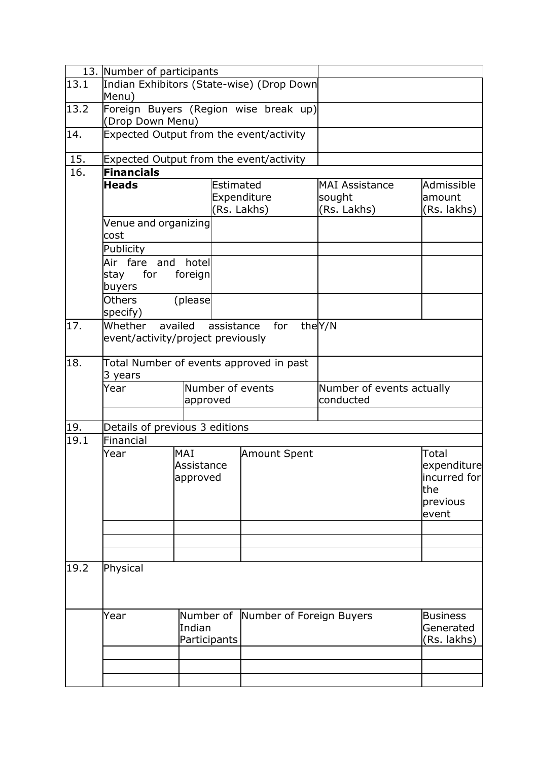| | | | | | |
|---|---|---|---|---|---|
| 13. | Number of participants | | | | |
| 13.1 | Indian Exhibitors (State-wise) (Drop Down Menu) | | | | |
| 13.2 | Foreign Buyers (Region wise break up) (Drop Down Menu) | | | | |
| 14. | Expected Output from the event/activity | | | | |
| 15. | Expected Output from the event/activity | | | | |
| 16. | **Financials** | | | | |
| | **Heads** | Estimated Expenditure (Rs. Lakhs) | | MAI Assistance sought (Rs. Lakhs) | Admissible amount (Rs. lakhs) |
| | Venue and organizing cost | | | | |
| | Publicity | | | | |
| | Air fare and hotel stay for foreign buyers | | | | |
| | Others (please specify) | | | | |
| 17. | Whether availed assistance for the event/activity/project previously | | | Y/N | |
| 18. | Total Number of events approved in past 3 years | | | | |
| | Year | Number of events approved | | Number of events actually conducted | |
| | | | | | |
| 19. | Details of previous 3 editions | | | | |
| 19.1 | Financial | | | | |
| | Year | MAI Assistance approved | Amount Spent | | Total expenditure incurred for the previous event |
| | | | | | |
| | | | | | |
| | | | | | |
| 19.2 | Physical | | | | |
| | Year | Number of Indian Participants | Number of Foreign Buyers | | Business Generated (Rs. lakhs) |
| | | | | | |
| | | | | | |
| | | | | | |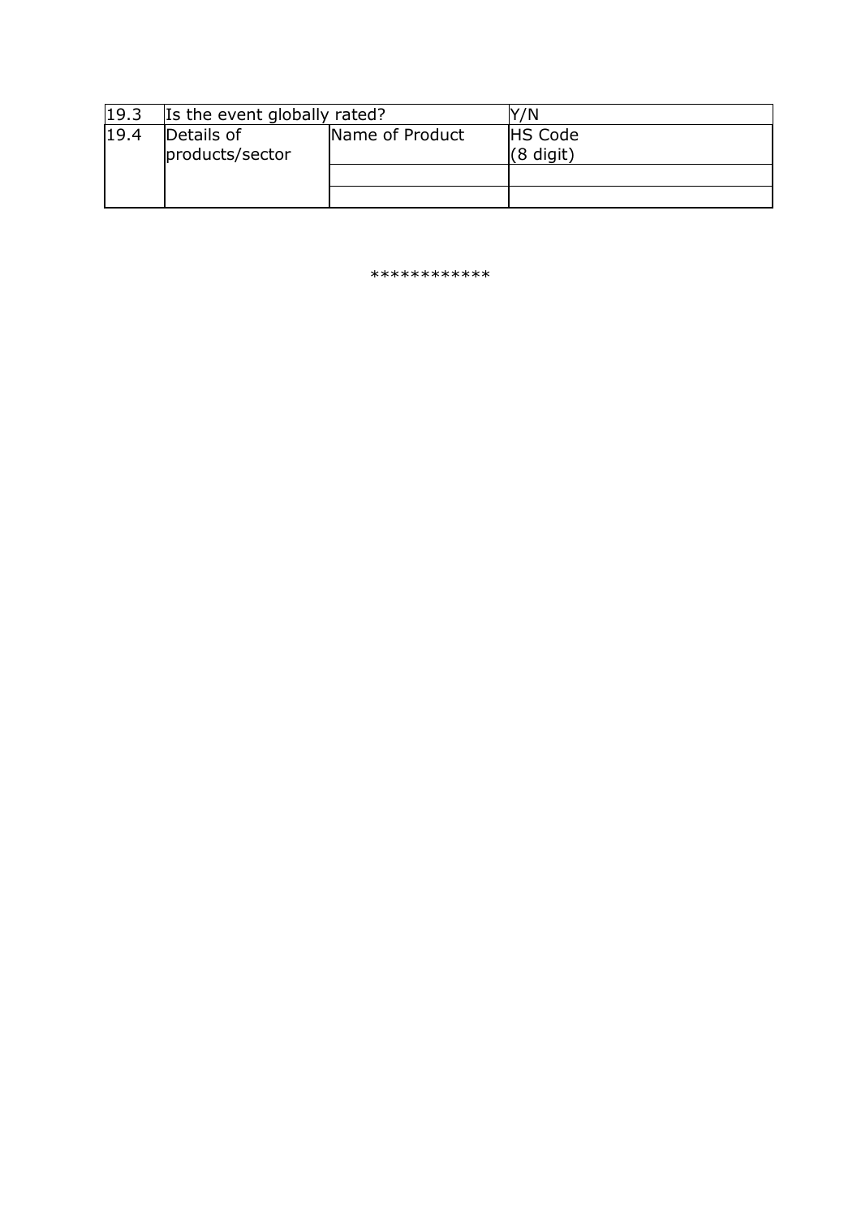| 19.3 | Is the event globally rated? | | Y/N |
|---|---|---|---|
| 19.4 | Details of products/sector | Name of Product | HS Code (8 digit) |
| | | | |
| | | | |

************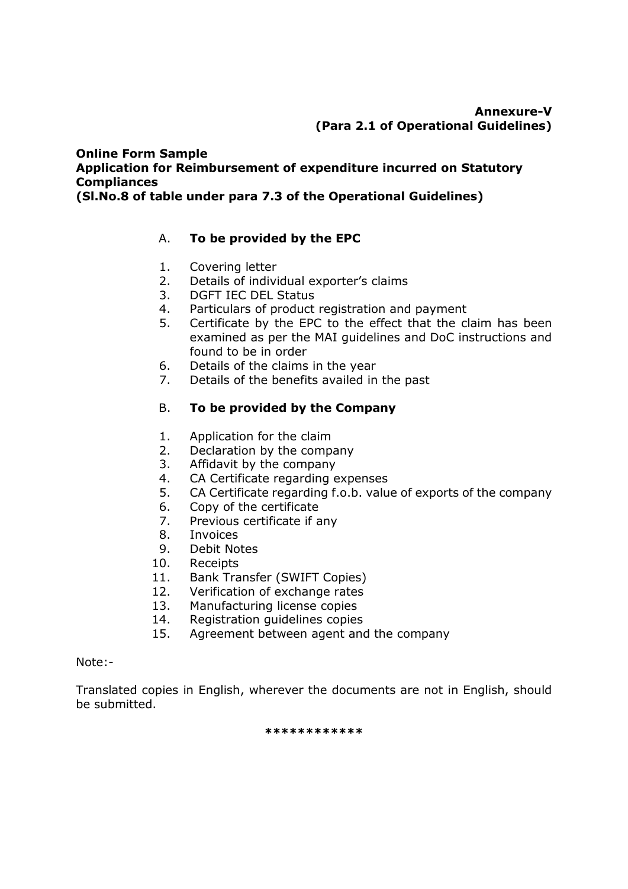**Annexure-V**
**(Para 2.1 of Operational Guidelines)**

**Online Form Sample**
**Application for Reimbursement of expenditure incurred on Statutory Compliances**
**(Sl.No.8 of table under para 7.3 of the Operational Guidelines)**

A. **To be provided by the EPC**

1. Covering letter
2. Details of individual exporter's claims
3. DGFT IEC DEL Status
4. Particulars of product registration and payment
5. Certificate by the EPC to the effect that the claim has been examined as per the MAI guidelines and DoC instructions and found to be in order
6. Details of the claims in the year
7. Details of the benefits availed in the past

B. **To be provided by the Company**

1. Application for the claim
2. Declaration by the company
3. Affidavit by the company
4. CA Certificate regarding expenses
5. CA Certificate regarding f.o.b. value of exports of the company
6. Copy of the certificate
7. Previous certificate if any
8. Invoices
9. Debit Notes
10. Receipts
11. Bank Transfer (SWIFT Copies)
12. Verification of exchange rates
13. Manufacturing license copies
14. Registration guidelines copies
15. Agreement between agent and the company

Note:-

Translated copies in English, wherever the documents are not in English, should be submitted.

************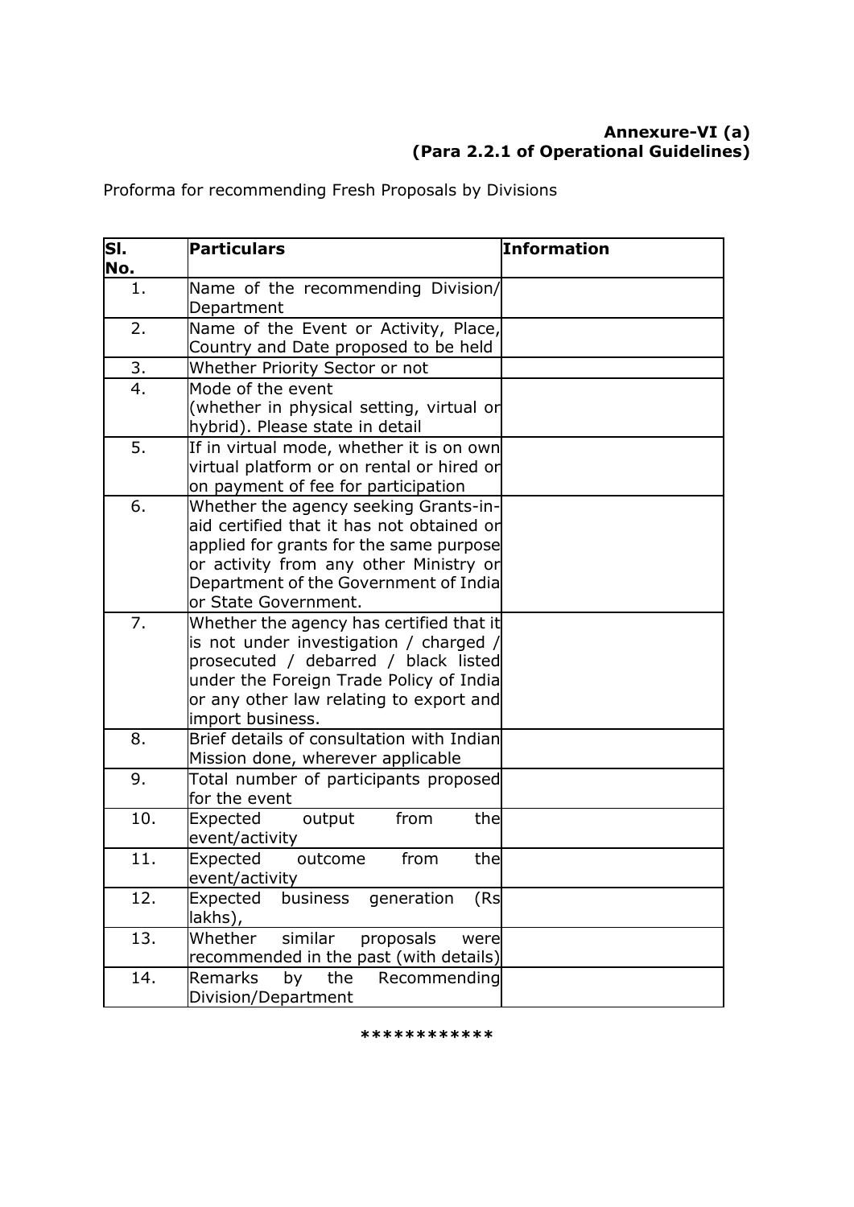**Annexure-VI (a)**
**(Para 2.2.1 of Operational Guidelines)**

Proforma for recommending Fresh Proposals by Divisions

| Sl. No. | Particulars | Information |
|---|---|---|
| 1. | Name of the recommending Division/ Department | |
| 2. | Name of the Event or Activity, Place, Country and Date proposed to be held | |
| 3. | Whether Priority Sector or not | |
| 4. | Mode of the event (whether in physical setting, virtual or hybrid). Please state in detail | |
| 5. | If in virtual mode, whether it is on own virtual platform or on rental or hired or on payment of fee for participation | |
| 6. | Whether the agency seeking Grants-in-aid certified that it has not obtained or applied for grants for the same purpose or activity from any other Ministry or Department of the Government of India or State Government. | |
| 7. | Whether the agency has certified that it is not under investigation / charged / prosecuted / debarred / black listed under the Foreign Trade Policy of India or any other law relating to export and import business. | |
| 8. | Brief details of consultation with Indian Mission done, wherever applicable | |
| 9. | Total number of participants proposed for the event | |
| 10. | Expected output from the event/activity | |
| 11. | Expected outcome from the event/activity | |
| 12. | Expected business generation (Rs lakhs), | |
| 13. | Whether similar proposals were recommended in the past (with details) | |
| 14. | Remarks by the Recommending Division/Department | |

************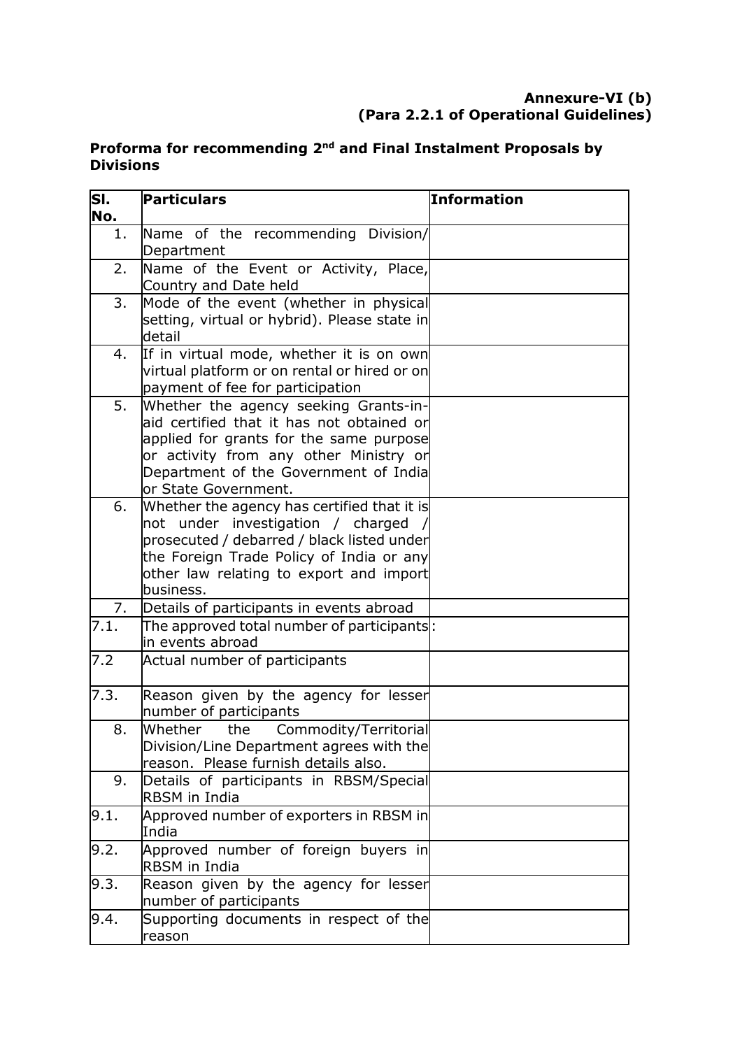**Annexure-VI (b)**
**(Para 2.2.1 of Operational Guidelines)**

**Proforma for recommending 2nd and Final Instalment Proposals by Divisions**

| Sl. No. | Particulars | Information |
|---|---|---|
| 1. | Name of the recommending Division/ Department | |
| 2. | Name of the Event or Activity, Place, Country and Date held | |
| 3. | Mode of the event (whether in physical setting, virtual or hybrid). Please state in detail | |
| 4. | If in virtual mode, whether it is on own virtual platform or on rental or hired or on payment of fee for participation | |
| 5. | Whether the agency seeking Grants-in-aid certified that it has not obtained or applied for grants for the same purpose or activity from any other Ministry or Department of the Government of India or State Government. | |
| 6. | Whether the agency has certified that it is not under investigation / charged / prosecuted / debarred / black listed under the Foreign Trade Policy of India or any other law relating to export and import business. | |
| 7. | Details of participants in events abroad | |
| 7.1. | The approved total number of participants in events abroad | : |
| 7.2 | Actual number of participants | |
| 7.3. | Reason given by the agency for lesser number of participants | |
| 8. | Whether the Commodity/Territorial Division/Line Department agrees with the reason. Please furnish details also. | |
| 9. | Details of participants in RBSM/Special RBSM in India | |
| 9.1. | Approved number of exporters in RBSM in India | |
| 9.2. | Approved number of foreign buyers in RBSM in India | |
| 9.3. | Reason given by the agency for lesser number of participants | |
| 9.4. | Supporting documents in respect of the reason | |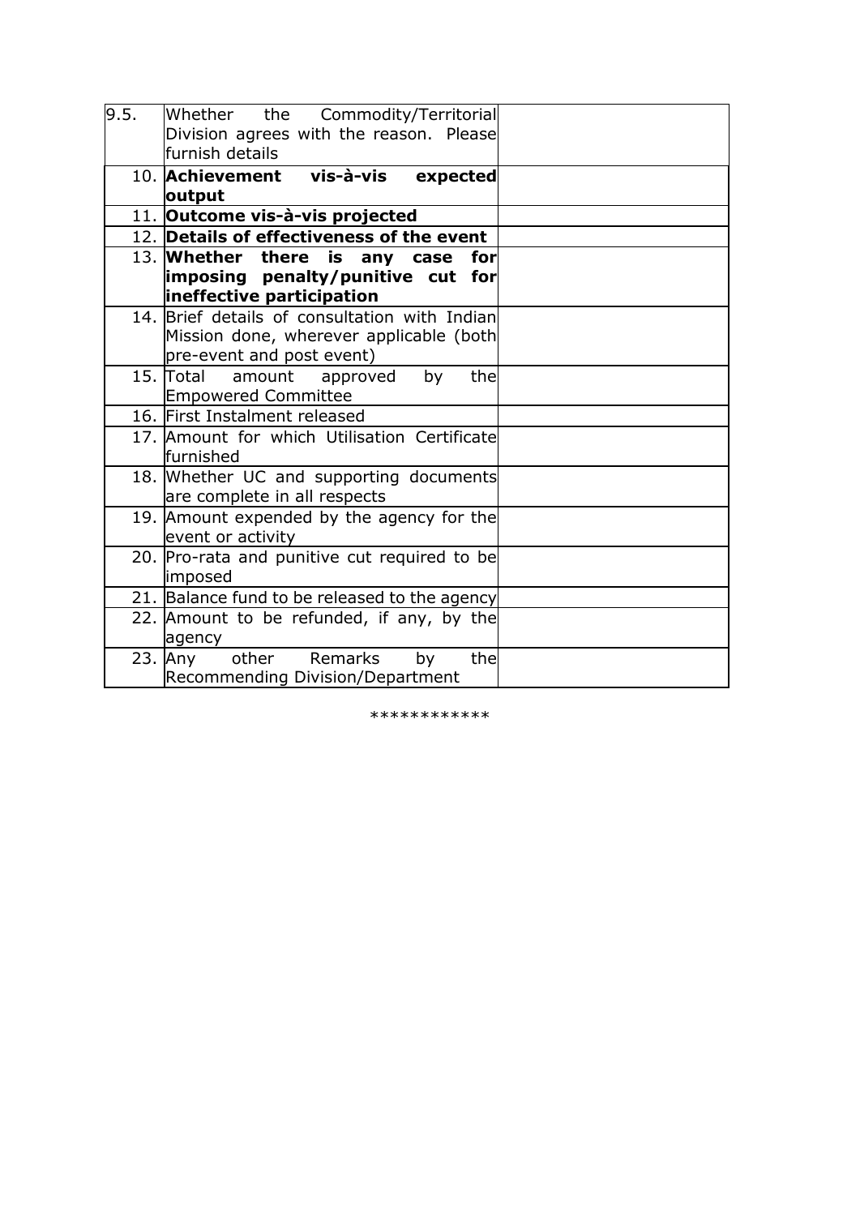| | | |
|---|---|---|
| 9.5. | Whether the Commodity/Territorial Division agrees with the reason. Please furnish details | |
| 10. | **Achievement vis-à-vis expected output** | |
| 11. | **Outcome vis-à-vis projected** | |
| 12. | **Details of effectiveness of the event** | |
| 13. | **Whether there is any case for imposing penalty/punitive cut for ineffective participation** | |
| 14. | Brief details of consultation with Indian Mission done, wherever applicable (both pre-event and post event) | |
| 15. | Total amount approved by the Empowered Committee | |
| 16. | First Instalment released | |
| 17. | Amount for which Utilisation Certificate furnished | |
| 18. | Whether UC and supporting documents are complete in all respects | |
| 19. | Amount expended by the agency for the event or activity | |
| 20. | Pro-rata and punitive cut required to be imposed | |
| 21. | Balance fund to be released to the agency | |
| 22. | Amount to be refunded, if any, by the agency | |
| 23. | Any other Remarks by the Recommending Division/Department | |

************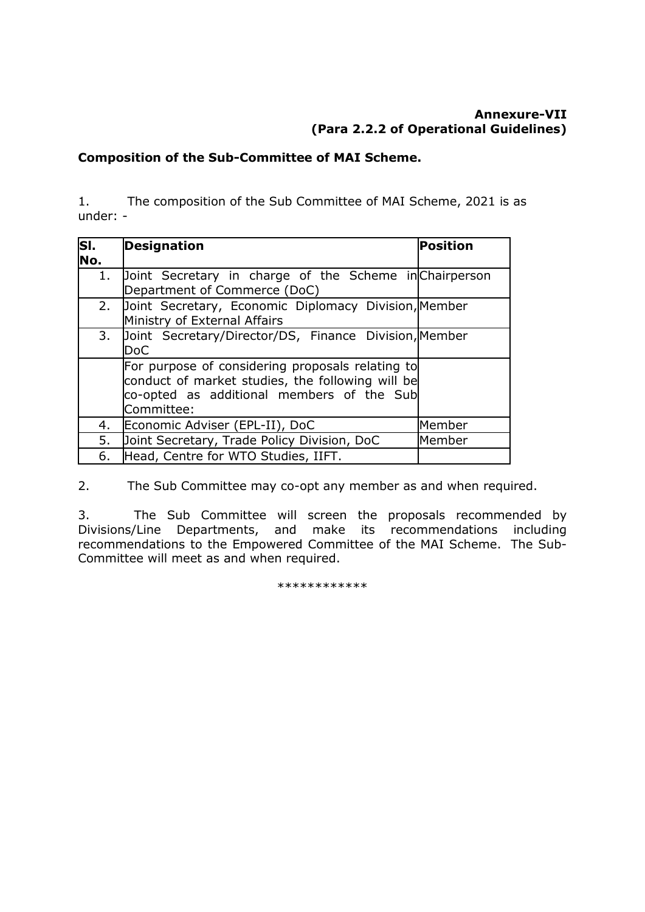**Annexure-VII**
**(Para 2.2.2 of Operational Guidelines)**

**Composition of the Sub-Committee of MAI Scheme.**

1. The composition of the Sub Committee of MAI Scheme, 2021 is as under: -

| Sl. No. | Designation | Position |
|---|---|---|
| 1. | Joint Secretary in charge of the Scheme in Department of Commerce (DoC) | Chairperson |
| 2. | Joint Secretary, Economic Diplomacy Division, Ministry of External Affairs | Member |
| 3. | Joint Secretary/Director/DS, Finance Division, DoC | Member |
| | For purpose of considering proposals relating to conduct of market studies, the following will be co-opted as additional members of the Sub Committee: | |
| 4. | Economic Adviser (EPL-II), DoC | Member |
| 5. | Joint Secretary, Trade Policy Division, DoC | Member |
| 6. | Head, Centre for WTO Studies, IIFT. | |

2. The Sub Committee may co-opt any member as and when required.

3. The Sub Committee will screen the proposals recommended by Divisions/Line Departments, and make its recommendations including recommendations to the Empowered Committee of the MAI Scheme. The Sub-Committee will meet as and when required.

************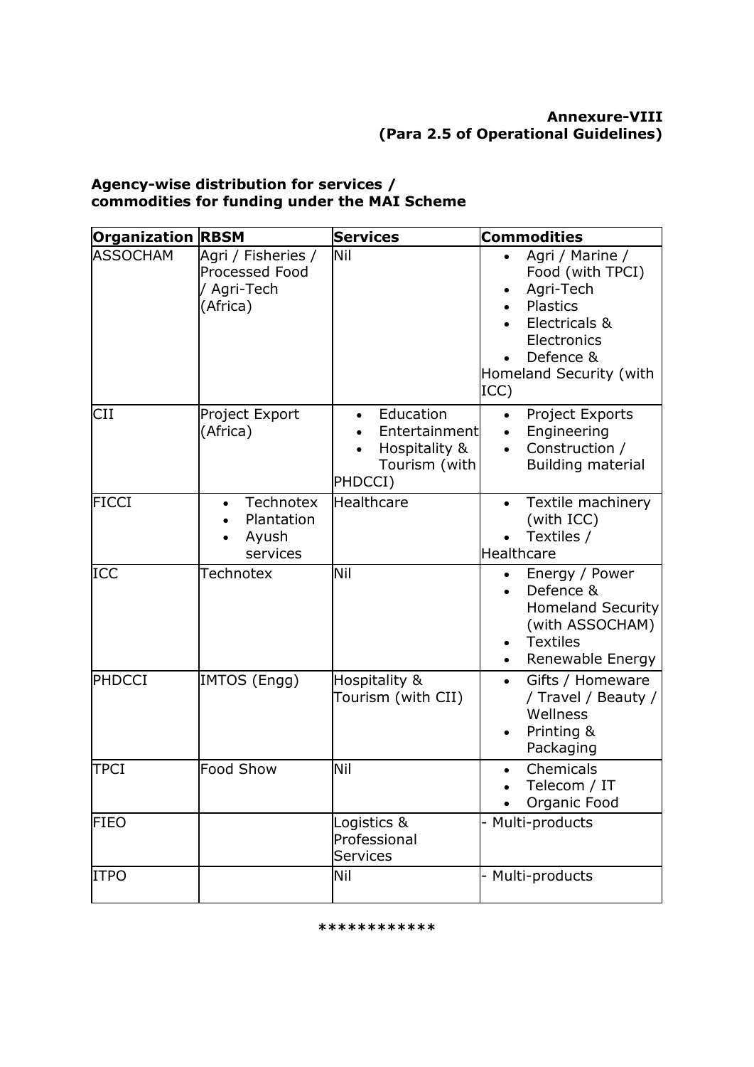**Annexure-VIII**
**(Para 2.5 of Operational Guidelines)**

**Agency-wise distribution for services / commodities for funding under the MAI Scheme**

| Organization | RBSM | Services | Commodities |
|---|---|---|---|
| ASSOCHAM | Agri / Fisheries / Processed Food / Agri-Tech (Africa) | Nil | • Agri / Marine / Food (with TPCI)<br>• Agri-Tech<br>• Plastics<br>• Electricals & Electronics<br>• Defence & Homeland Security (with ICC) |
| CII | Project Export (Africa) | • Education<br>• Entertainment<br>• Hospitality & Tourism (with PHDCCI) | • Project Exports<br>• Engineering<br>• Construction / Building material |
| FICCI | • Technotex<br>• Plantation<br>• Ayush services | Healthcare | • Textile machinery (with ICC)<br>• Textiles / Healthcare |
| ICC | Technotex | Nil | • Energy / Power<br>• Defence & Homeland Security (with ASSOCHAM)<br>• Textiles<br>• Renewable Energy |
| PHDCCI | IMTOS (Engg) | Hospitality & Tourism (with CII) | • Gifts / Homeware / Travel / Beauty / Wellness<br>• Printing & Packaging |
| TPCI | Food Show | Nil | • Chemicals<br>• Telecom / IT<br>• Organic Food |
| FIEO | | Logistics & Professional Services | - Multi-products |
| ITPO | | Nil | - Multi-products |

************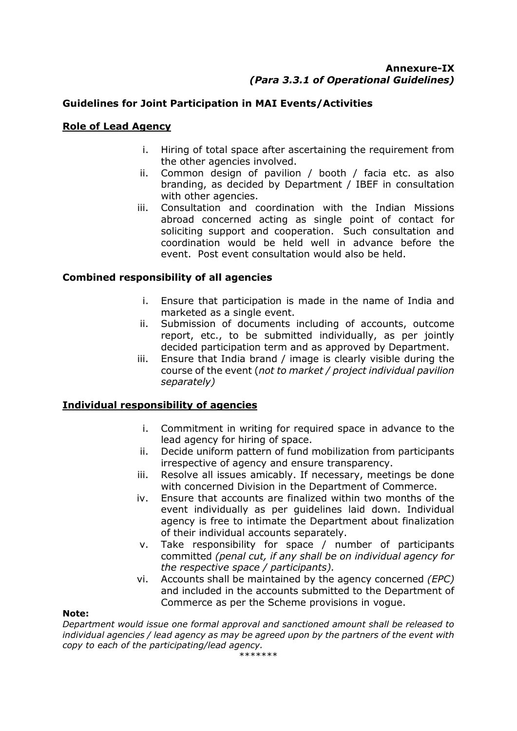**Annexure-IX**
***(Para 3.3.1 of Operational Guidelines)***

**Guidelines for Joint Participation in MAI Events/Activities**

**Role of Lead Agency**

i. Hiring of total space after ascertaining the requirement from the other agencies involved.
ii. Common design of pavilion / booth / facia etc. as also branding, as decided by Department / IBEF in consultation with other agencies.
iii. Consultation and coordination with the Indian Missions abroad concerned acting as single point of contact for soliciting support and cooperation. Such consultation and coordination would be held well in advance before the event. Post event consultation would also be held.

**Combined responsibility of all agencies**

i. Ensure that participation is made in the name of India and marketed as a single event.
ii. Submission of documents including of accounts, outcome report, etc., to be submitted individually, as per jointly decided participation term and as approved by Department.
iii. Ensure that India brand / image is clearly visible during the course of the event (*not to market / project individual pavilion separately)*

**Individual responsibility of agencies**

i. Commitment in writing for required space in advance to the lead agency for hiring of space.
ii. Decide uniform pattern of fund mobilization from participants irrespective of agency and ensure transparency.
iii. Resolve all issues amicably. If necessary, meetings be done with concerned Division in the Department of Commerce.
iv. Ensure that accounts are finalized within two months of the event individually as per guidelines laid down. Individual agency is free to intimate the Department about finalization of their individual accounts separately.
v. Take responsibility for space / number of participants committed *(penal cut, if any shall be on individual agency for the respective space / participants).*
vi. Accounts shall be maintained by the agency concerned *(EPC)* and included in the accounts submitted to the Department of Commerce as per the Scheme provisions in vogue.

**Note:**
*Department would issue one formal approval and sanctioned amount shall be released to individual agencies / lead agency as may be agreed upon by the partners of the event with copy to each of the participating/lead agency.*

*******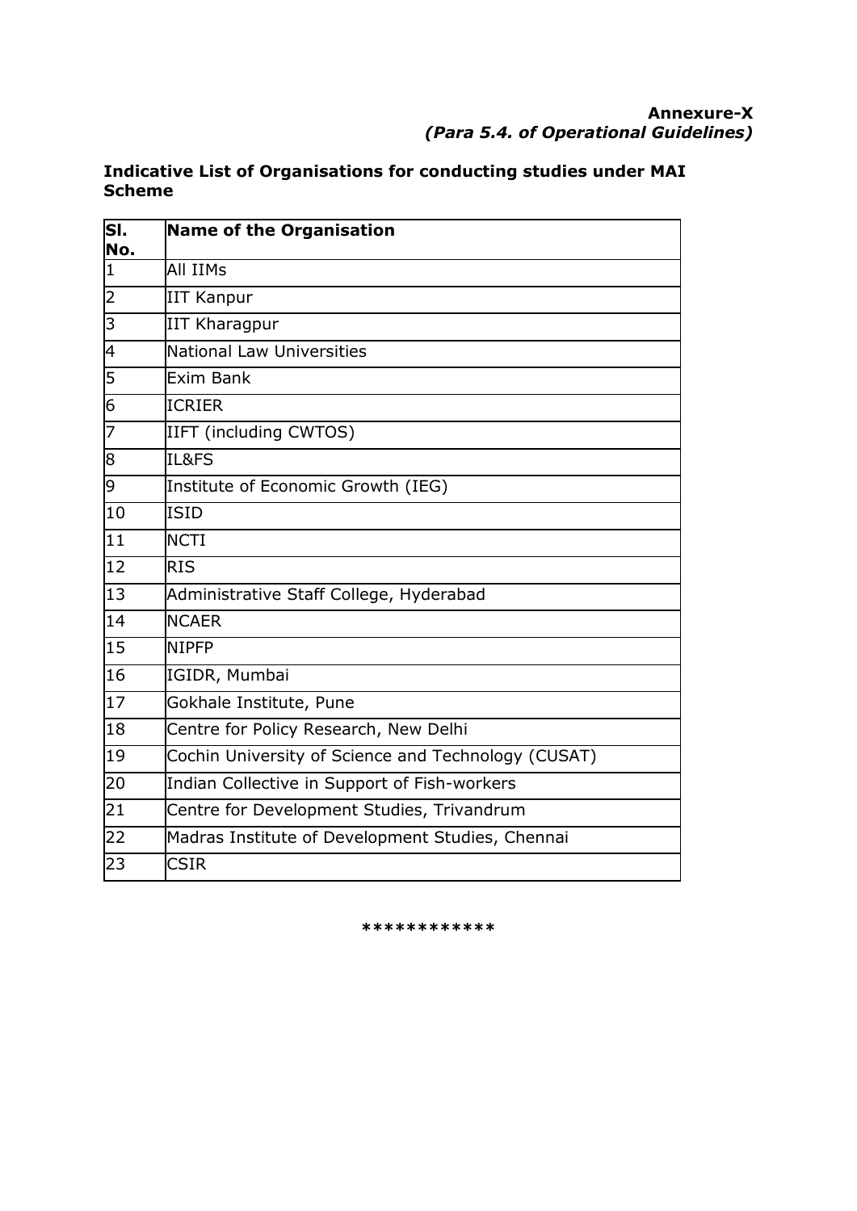**Annexure-X**
***(Para 5.4. of Operational Guidelines)***

**Indicative List of Organisations for conducting studies under MAI Scheme**

| Sl. No. | Name of the Organisation |
|---|---|
| 1 | All IIMs |
| 2 | IIT Kanpur |
| 3 | IIT Kharagpur |
| 4 | National Law Universities |
| 5 | Exim Bank |
| 6 | ICRIER |
| 7 | IIFT (including CWTOS) |
| 8 | IL&FS |
| 9 | Institute of Economic Growth (IEG) |
| 10 | ISID |
| 11 | NCTI |
| 12 | RIS |
| 13 | Administrative Staff College, Hyderabad |
| 14 | NCAER |
| 15 | NIPFP |
| 16 | IGIDR, Mumbai |
| 17 | Gokhale Institute, Pune |
| 18 | Centre for Policy Research, New Delhi |
| 19 | Cochin University of Science and Technology (CUSAT) |
| 20 | Indian Collective in Support of Fish-workers |
| 21 | Centre for Development Studies, Trivandrum |
| 22 | Madras Institute of Development Studies, Chennai |
| 23 | CSIR |

************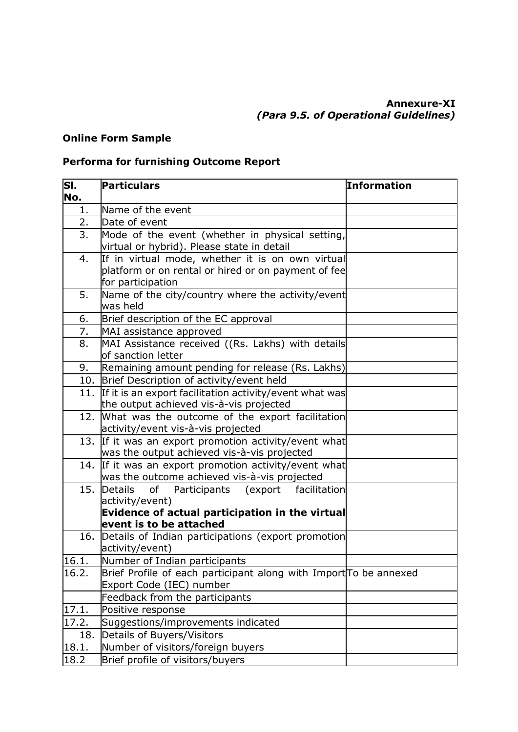**Annexure-XI**
***(Para 9.5. of Operational Guidelines)***

**Online Form Sample**

**Performa for furnishing Outcome Report**

| Sl. No. | Particulars | Information |
|---|---|---|
| 1. | Name of the event | |
| 2. | Date of event | |
| 3. | Mode of the event (whether in physical setting, virtual or hybrid). Please state in detail | |
| 4. | If in virtual mode, whether it is on own virtual platform or on rental or hired or on payment of fee for participation | |
| 5. | Name of the city/country where the activity/event was held | |
| 6. | Brief description of the EC approval | |
| 7. | MAI assistance approved | |
| 8. | MAI Assistance received ((Rs. Lakhs) with details of sanction letter | |
| 9. | Remaining amount pending for release (Rs. Lakhs) | |
| 10. | Brief Description of activity/event held | |
| 11. | If it is an export facilitation activity/event what was the output achieved vis-à-vis projected | |
| 12. | What was the outcome of the export facilitation activity/event vis-à-vis projected | |
| 13. | If it was an export promotion activity/event what was the output achieved vis-à-vis projected | |
| 14. | If it was an export promotion activity/event what was the outcome achieved vis-à-vis projected | |
| 15. | Details of Participants (export facilitation activity/event) **Evidence of actual participation in the virtual event is to be attached** | |
| 16. | Details of Indian participations (export promotion activity/event) | |
| 16.1. | Number of Indian participants | |
| 16.2. | Brief Profile of each participant along with Import Export Code (IEC) number | To be annexed |
| | Feedback from the participants | |
| 17.1. | Positive response | |
| 17.2. | Suggestions/improvements indicated | |
| 18. | Details of Buyers/Visitors | |
| 18.1. | Number of visitors/foreign buyers | |
| 18.2 | Brief profile of visitors/buyers | |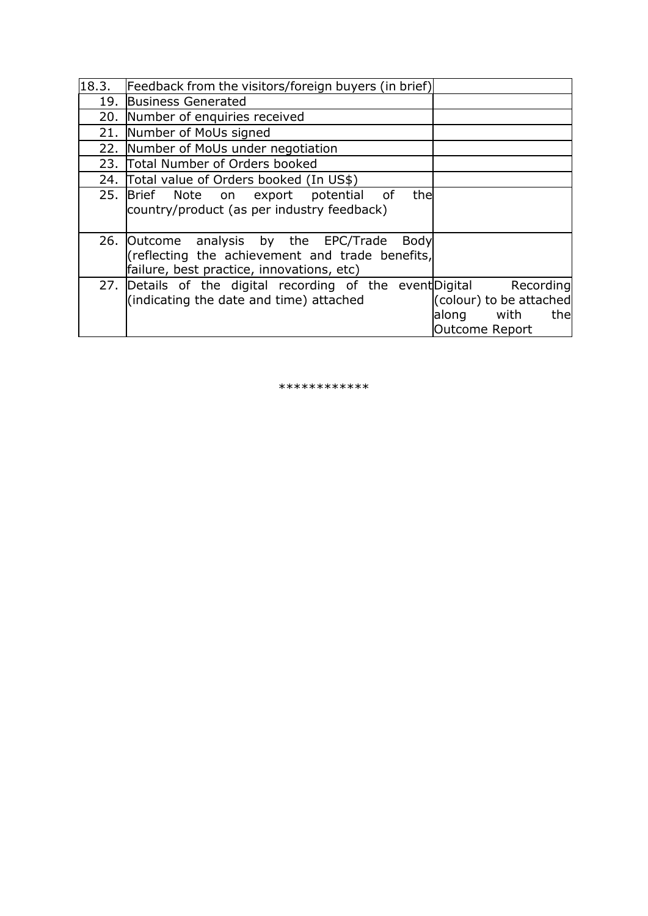| | | |
|---|---|---|
| 18.3. | Feedback from the visitors/foreign buyers (in brief) | |
| 19. | Business Generated | |
| 20. | Number of enquiries received | |
| 21. | Number of MoUs signed | |
| 22. | Number of MoUs under negotiation | |
| 23. | Total Number of Orders booked | |
| 24. | Total value of Orders booked (In US$) | |
| 25. | Brief Note on export potential of the country/product (as per industry feedback) | |
| 26. | Outcome analysis by the EPC/Trade Body (reflecting the achievement and trade benefits, failure, best practice, innovations, etc) | |
| 27. | Details of the digital recording of the event (indicating the date and time) attached | Digital Recording (colour) to be attached along with the Outcome Report |

************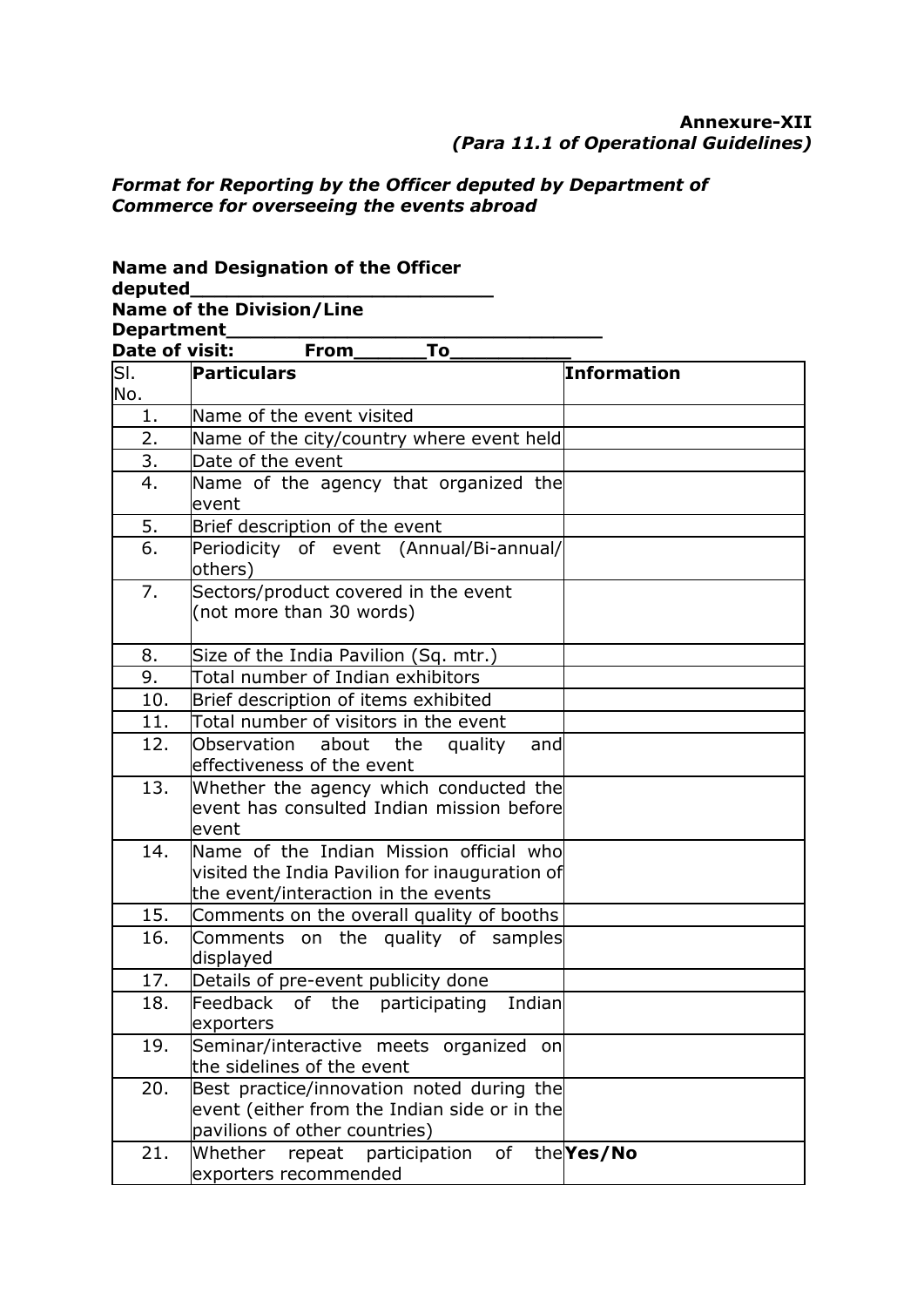**Annexure-XII**
***(Para 11.1 of Operational Guidelines)***

***Format for Reporting by the Officer deputed by Department of Commerce for overseeing the events abroad***

**Name and Designation of the Officer deputed_________________________**
**Name of the Division/Line Department_______________________________**
**Date of visit: From______To__________**

| Sl. No. | **Particulars** | **Information** |
|---|---|---|
| 1. | Name of the event visited | |
| 2. | Name of the city/country where event held | |
| 3. | Date of the event | |
| 4. | Name of the agency that organized the event | |
| 5. | Brief description of the event | |
| 6. | Periodicity of event (Annual/Bi-annual/ others) | |
| 7. | Sectors/product covered in the event (not more than 30 words) | |
| 8. | Size of the India Pavilion (Sq. mtr.) | |
| 9. | Total number of Indian exhibitors | |
| 10. | Brief description of items exhibited | |
| 11. | Total number of visitors in the event | |
| 12. | Observation about the quality and effectiveness of the event | |
| 13. | Whether the agency which conducted the event has consulted Indian mission before event | |
| 14. | Name of the Indian Mission official who visited the India Pavilion for inauguration of the event/interaction in the events | |
| 15. | Comments on the overall quality of booths | |
| 16. | Comments on the quality of samples displayed | |
| 17. | Details of pre-event publicity done | |
| 18. | Feedback of the participating Indian exporters | |
| 19. | Seminar/interactive meets organized on the sidelines of the event | |
| 20. | Best practice/innovation noted during the event (either from the Indian side or in the pavilions of other countries) | |
| 21. | Whether repeat participation of the exporters recommended | **Yes/No** |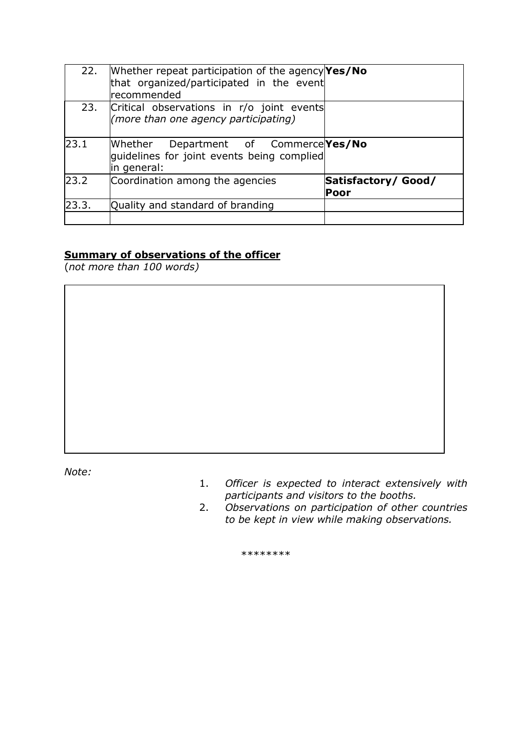| | | |
|---|---|---|
| 22. | Whether repeat participation of the agency that organized/participated in the event recommended | **Yes/No** |
| 23. | Critical observations in r/o joint events *(more than one agency participating)* | |
| 23.1 | Whether Department of Commerce guidelines for joint events being complied in general: | **Yes/No** |
| 23.2 | Coordination among the agencies | **Satisfactory/ Good/ Poor** |
| 23.3. | Quality and standard of branding | |
| | | |

**<u>Summary of observations of the officer</u>**

(*not more than 100 words)*

| |
|---|
| |

*Note:*

1. *Officer is expected to interact extensively with participants and visitors to the booths.*
2. *Observations on participation of other countries to be kept in view while making observations.*

********